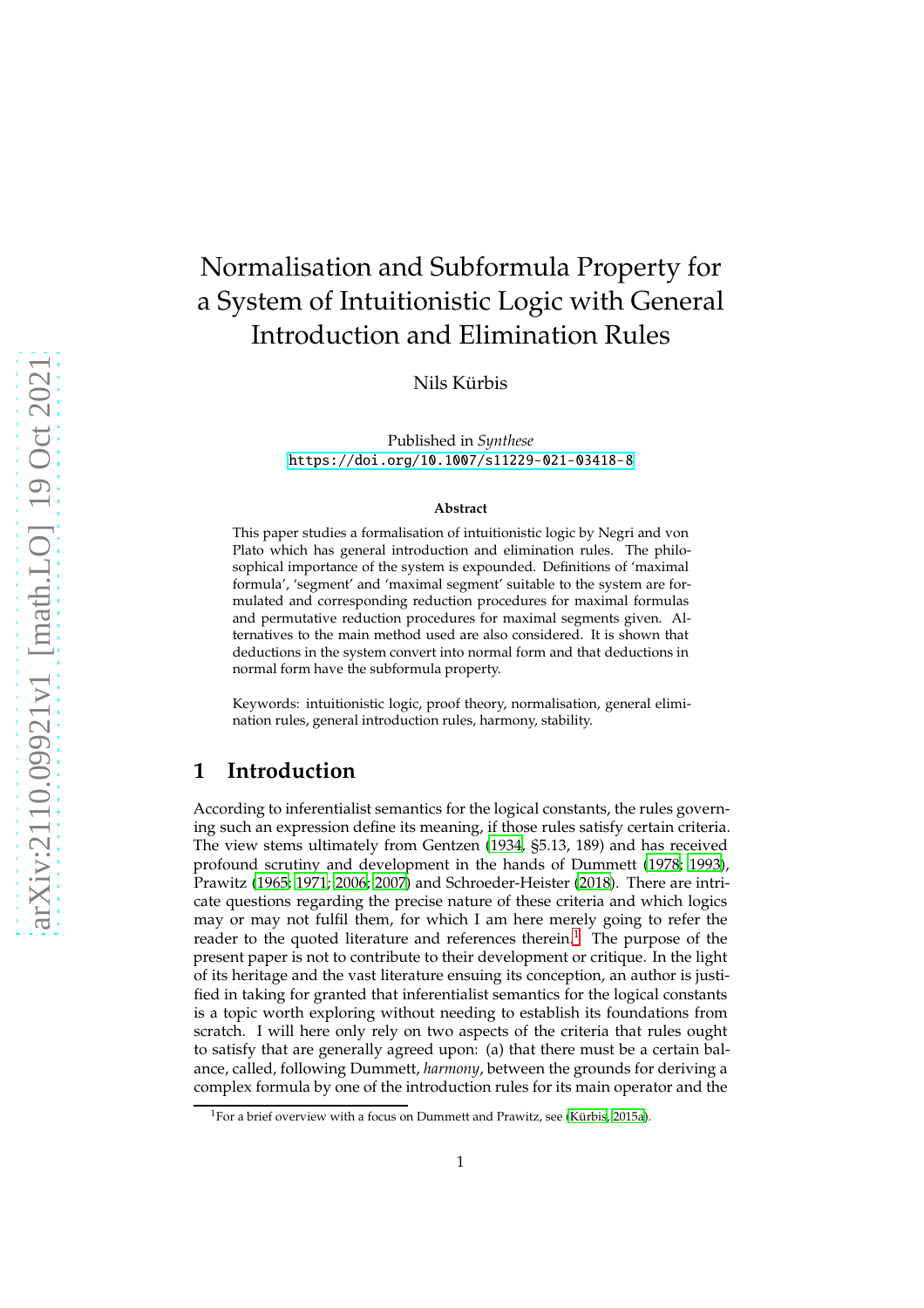# Normalisation and Subformula Property for a System of Intuitionistic Logic with General Introduction and Elimination Rules

Nils Kürbis

Published in *Synthese*
https://doi.org/10.1007/s11229-021-03418-8

**Abstract**

This paper studies a formalisation of intuitionistic logic by Negri and von Plato which has general introduction and elimination rules. The philosophical importance of the system is expounded. Definitions of 'maximal formula', 'segment' and 'maximal segment' suitable to the system are formulated and corresponding reduction procedures for maximal formulas and permutative reduction procedures for maximal segments given. Alternatives to the main method used are also considered. It is shown that deductions in the system convert into normal form and that deductions in normal form have the subformula property.

Keywords: intuitionistic logic, proof theory, normalisation, general elimination rules, general introduction rules, harmony, stability.

## 1 Introduction

According to inferentialist semantics for the logical constants, the rules governing such an expression define its meaning, if those rules satisfy certain criteria. The view stems ultimately from Gentzen (1934, §5.13, 189) and has received profound scrutiny and development in the hands of Dummett (1978; 1993), Prawitz (1965; 1971; 2006; 2007) and Schroeder-Heister (2018). There are intricate questions regarding the precise nature of these criteria and which logics may or may not fulfil them, for which I am here merely going to refer the reader to the quoted literature and references therein.[1] The purpose of the present paper is not to contribute to their development or critique. In the light of its heritage and the vast literature ensuing its conception, an author is justified in taking for granted that inferentialist semantics for the logical constants is a topic worth exploring without needing to establish its foundations from scratch. I will here only rely on two aspects of the criteria that rules ought to satisfy that are generally agreed upon: (a) that there must be a certain balance, called, following Dummett, *harmony*, between the grounds for deriving a complex formula by one of the introduction rules for its main operator and the

[1] For a brief overview with a focus on Dummett and Prawitz, see (Kürbis, 2015a).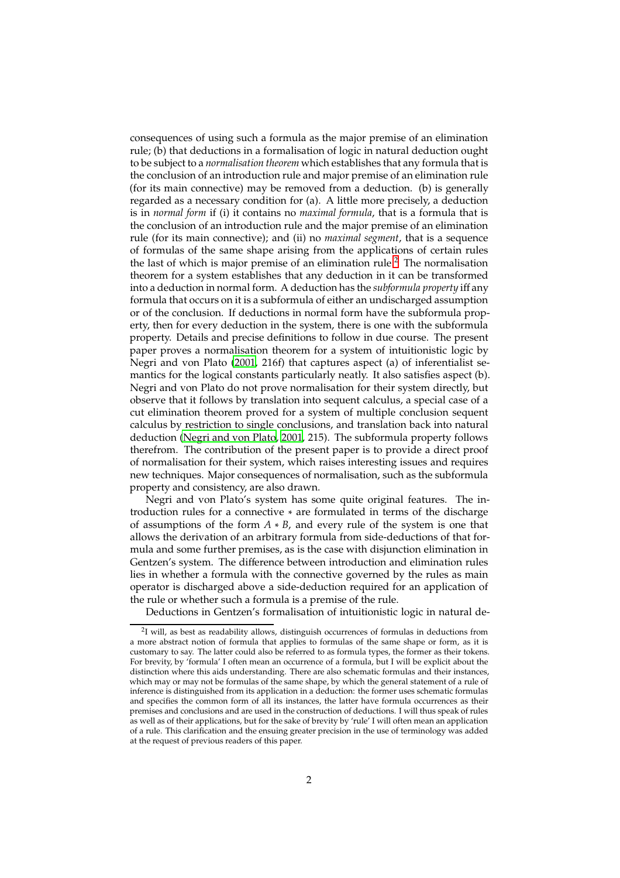consequences of using such a formula as the major premise of an elimination rule; (b) that deductions in a formalisation of logic in natural deduction ought to be subject to a *normalisation theorem* which establishes that any formula that is the conclusion of an introduction rule and major premise of an elimination rule (for its main connective) may be removed from a deduction. (b) is generally regarded as a necessary condition for (a). A little more precisely, a deduction is in *normal form* if (i) it contains no *maximal formula*, that is a formula that is the conclusion of an introduction rule and the major premise of an elimination rule (for its main connective); and (ii) no *maximal segment*, that is a sequence of formulas of the same shape arising from the applications of certain rules the last of which is major premise of an elimination rule.[2] The normalisation theorem for a system establishes that any deduction in it can be transformed into a deduction in normal form. A deduction has the *subformula property* iff any formula that occurs on it is a subformula of either an undischarged assumption or of the conclusion. If deductions in normal form have the subformula property, then for every deduction in the system, there is one with the subformula property. Details and precise definitions to follow in due course. The present paper proves a normalisation theorem for a system of intuitionistic logic by Negri and von Plato (2001, 216f) that captures aspect (a) of inferentialist semantics for the logical constants particularly neatly. It also satisfies aspect (b). Negri and von Plato do not prove normalisation for their system directly, but observe that it follows by translation into sequent calculus, a special case of a cut elimination theorem proved for a system of multiple conclusion sequent calculus by restriction to single conclusions, and translation back into natural deduction (Negri and von Plato, 2001, 215). The subformula property follows therefrom. The contribution of the present paper is to provide a direct proof of normalisation for their system, which raises interesting issues and requires new techniques. Major consequences of normalisation, such as the subformula property and consistency, are also drawn.

Negri and von Plato's system has some quite original features. The introduction rules for a connective $*$ are formulated in terms of the discharge of assumptions of the form $A * B$, and every rule of the system is one that allows the derivation of an arbitrary formula from side-deductions of that formula and some further premises, as is the case with disjunction elimination in Gentzen's system. The difference between introduction and elimination rules lies in whether a formula with the connective governed by the rules as main operator is discharged above a side-deduction required for an application of the rule or whether such a formula is a premise of the rule.

Deductions in Gentzen's formalisation of intuitionistic logic in natural de-

[2] I will, as best as readability allows, distinguish occurrences of formulas in deductions from a more abstract notion of formula that applies to formulas of the same shape or form, as it is customary to say. The latter could also be referred to as formula types, the former as their tokens. For brevity, by 'formula' I often mean an occurrence of a formula, but I will be explicit about the distinction where this aids understanding. There are also schematic formulas and their instances, which may or may not be formulas of the same shape, by which the general statement of a rule of inference is distinguished from its application in a deduction: the former uses schematic formulas and specifies the common form of all its instances, the latter have formula occurrences as their premises and conclusions and are used in the construction of deductions. I will thus speak of rules as well as of their applications, but for the sake of brevity by 'rule' I will often mean an application of a rule. This clarification and the ensuing greater precision in the use of terminology was added at the request of previous readers of this paper.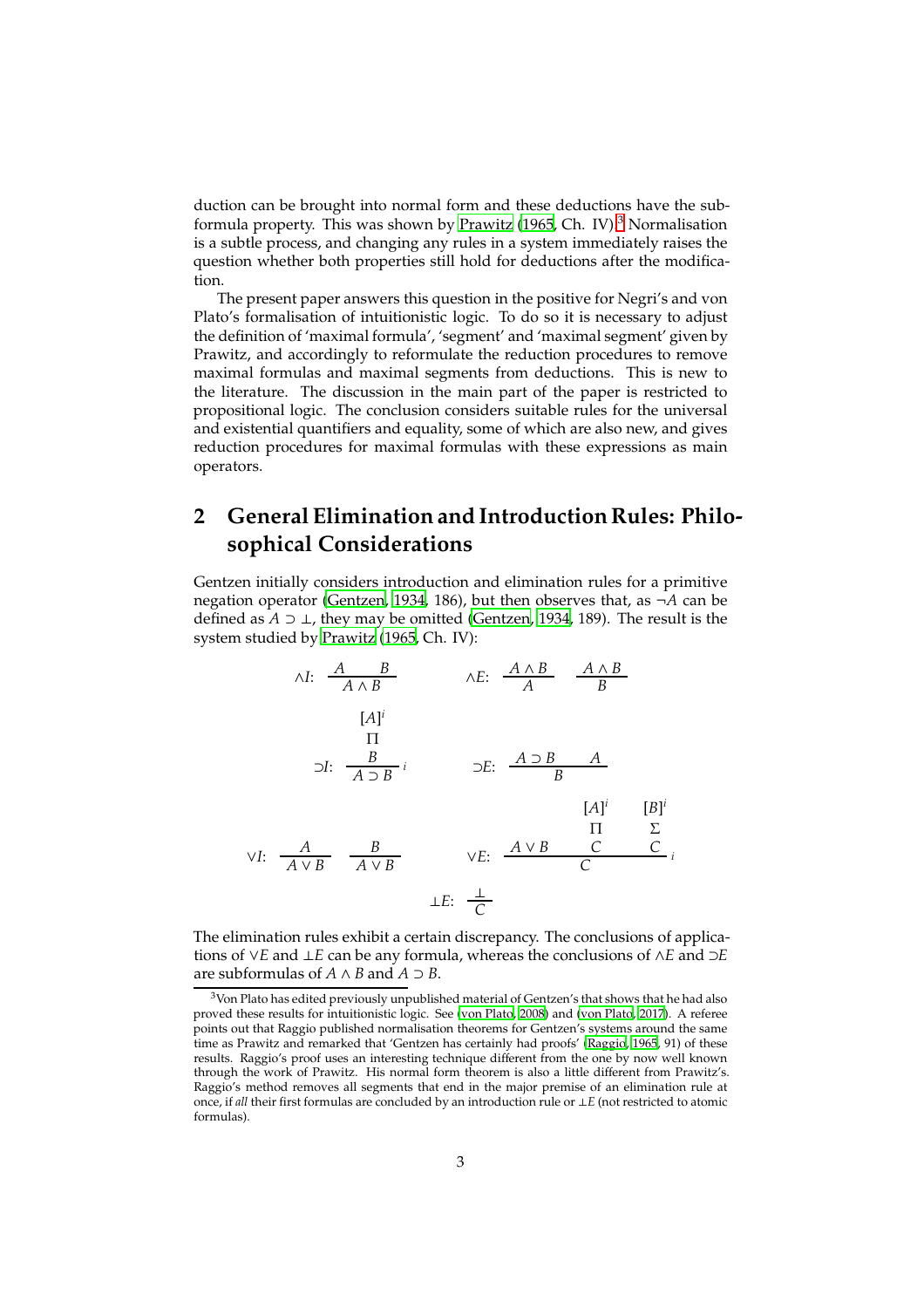duction can be brought into normal form and these deductions have the subformula property. This was shown by Prawitz (1965, Ch. IV).[3] Normalisation is a subtle process, and changing any rules in a system immediately raises the question whether both properties still hold for deductions after the modification.

The present paper answers this question in the positive for Negri's and von Plato's formalisation of intuitionistic logic. To do so it is necessary to adjust the definition of 'maximal formula', 'segment' and 'maximal segment' given by Prawitz, and accordingly to reformulate the reduction procedures to remove maximal formulas and maximal segments from deductions. This is new to the literature. The discussion in the main part of the paper is restricted to propositional logic. The conclusion considers suitable rules for the universal and existential quantifiers and equality, some of which are also new, and gives reduction procedures for maximal formulas with these expressions as main operators.

## 2 General Elimination and Introduction Rules: Philosophical Considerations

Gentzen initially considers introduction and elimination rules for a primitive negation operator (Gentzen, 1934, 186), but then observes that, as $\neg A$ can be defined as $A \supset \bot$, they may be omitted (Gentzen, 1934, 189). The result is the system studied by Prawitz (1965, Ch. IV):

$$\wedge I\!: \ \frac{A \quad B}{A \wedge B} \qquad\qquad \wedge E\!: \ \frac{A \wedge B}{A} \qquad \frac{A \wedge B}{B}$$

$$\supset\! I\!: \ \frac{\begin{array}{c}[A]^i \\ \Pi \\ B\end{array}}{A \supset B}\,i \qquad\qquad \supset\! E\!: \ \frac{A \supset B \qquad A}{B}$$

$$\vee I\!: \ \frac{A}{A \vee B} \qquad \frac{B}{A \vee B} \qquad\qquad \vee E\!: \ \frac{A \vee B \qquad \begin{array}{c}[A]^i \\ \Pi \\ C\end{array} \qquad \begin{array}{c}[B]^i \\ \Sigma \\ C\end{array}}{C}\,i$$

$$\bot E\!: \ \frac{\bot}{C}$$

The elimination rules exhibit a certain discrepancy. The conclusions of applications of $\vee E$ and $\bot E$ can be any formula, whereas the conclusions of $\wedge E$ and $\supset E$ are subformulas of $A \wedge B$ and $A \supset B$.

[3] Von Plato has edited previously unpublished material of Gentzen's that shows that he had also proved these results for intuitionistic logic. See (von Plato, 2008) and (von Plato, 2017). A referee points out that Raggio published normalisation theorems for Gentzen's systems around the same time as Prawitz and remarked that 'Gentzen has certainly had proofs' (Raggio, 1965, 91) of these results. Raggio's proof uses an interesting technique different from the one by now well known through the work of Prawitz. His normal form theorem is also a little different from Prawitz's. Raggio's method removes all segments that end in the major premise of an elimination rule at once, if *all* their first formulas are concluded by an introduction rule or $\bot E$ (not restricted to atomic formulas).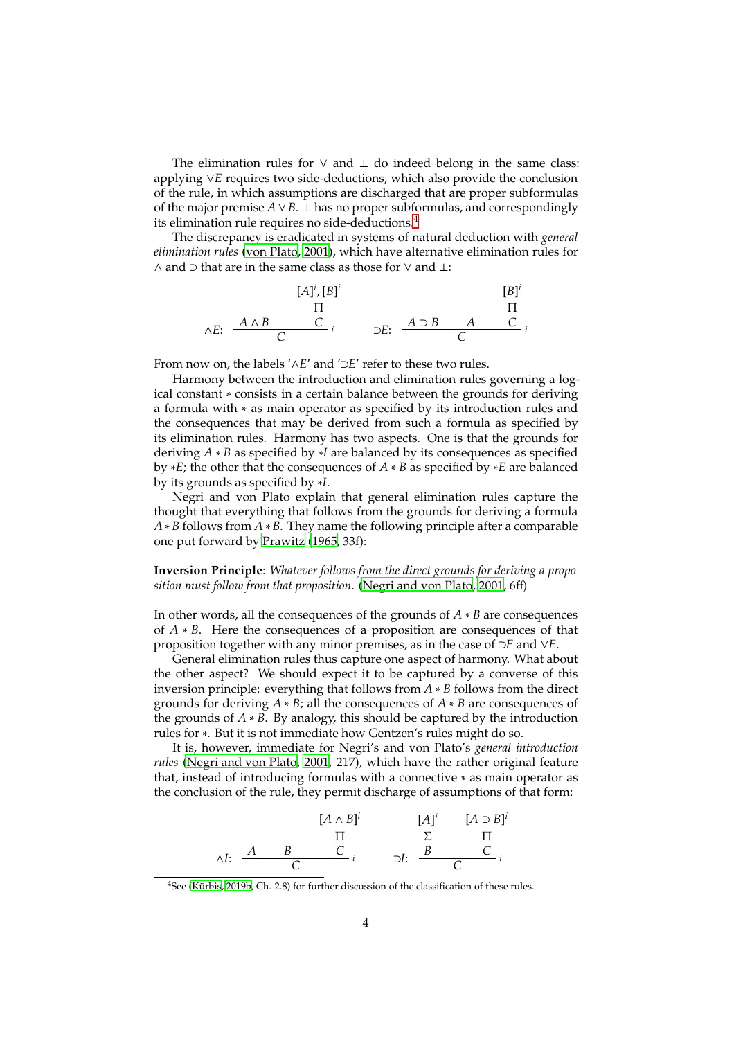The elimination rules for $\vee$ and $\bot$ do indeed belong in the same class: applying $\vee E$ requires two side-deductions, which also provide the conclusion of the rule, in which assumptions are discharged that are proper subformulas of the major premise $A \vee B$. $\bot$ has no proper subformulas, and correspondingly its elimination rule requires no side-deductions.[4]

The discrepancy is eradicated in systems of natural deduction with *general elimination rules* (von Plato, 2001), which have alternative elimination rules for $\wedge$ and $\supset$ that are in the same class as those for $\vee$ and $\bot$:

$$\wedge E: \quad \frac{A \wedge B \qquad \begin{array}{c}[A]^i, [B]^i \\ \Pi \\ C\end{array}}{C}\, i \qquad\qquad \supset E: \quad \frac{A \supset B \qquad A \qquad \begin{array}{c}[B]^i \\ \Pi \\ C\end{array}}{C}\, i$$

From now on, the labels '$\wedge E$' and '$\supset E$' refer to these two rules.

Harmony between the introduction and elimination rules governing a logical constant $*$ consists in a certain balance between the grounds for deriving a formula with $*$ as main operator as specified by its introduction rules and the consequences that may be derived from such a formula as specified by its elimination rules. Harmony has two aspects. One is that the grounds for deriving $A * B$ as specified by $*I$ are balanced by its consequences as specified by $*E$; the other that the consequences of $A * B$ as specified by $*E$ are balanced by its grounds as specified by $*I$.

Negri and von Plato explain that general elimination rules capture the thought that everything that follows from the grounds for deriving a formula $A * B$ follows from $A * B$. They name the following principle after a comparable one put forward by Prawitz (1965, 33f):

**Inversion Principle**: *Whatever follows from the direct grounds for deriving a proposition must follow from that proposition*. (Negri and von Plato, 2001, 6ff)

In other words, all the consequences of the grounds of $A * B$ are consequences of $A * B$. Here the consequences of a proposition are consequences of that proposition together with any minor premises, as in the case of $\supset E$ and $\vee E$.

General elimination rules thus capture one aspect of harmony. What about the other aspect? We should expect it to be captured by a converse of this inversion principle: everything that follows from $A * B$ follows from the direct grounds for deriving $A * B$; all the consequences of $A * B$ are consequences of the grounds of $A * B$. By analogy, this should be captured by the introduction rules for $*$. But it is not immediate how Gentzen's rules might do so.

It is, however, immediate for Negri's and von Plato's *general introduction rules* (Negri and von Plato, 2001, 217), which have the rather original feature that, instead of introducing formulas with a connective $*$ as main operator as the conclusion of the rule, they permit discharge of assumptions of that form:

$$\wedge I: \quad \frac{A \qquad B \qquad \begin{array}{c}[A \wedge B]^i \\ \Pi \\ C\end{array}}{C}\, i \qquad\qquad \supset I: \quad \frac{\begin{array}{c}[A]^i \\ \Sigma \\ B\end{array} \qquad \begin{array}{c}[A \supset B]^i \\ \Pi \\ C\end{array}}{C}\, i$$

[4] See (Kürbis, 2019b, Ch. 2.8) for further discussion of the classification of these rules.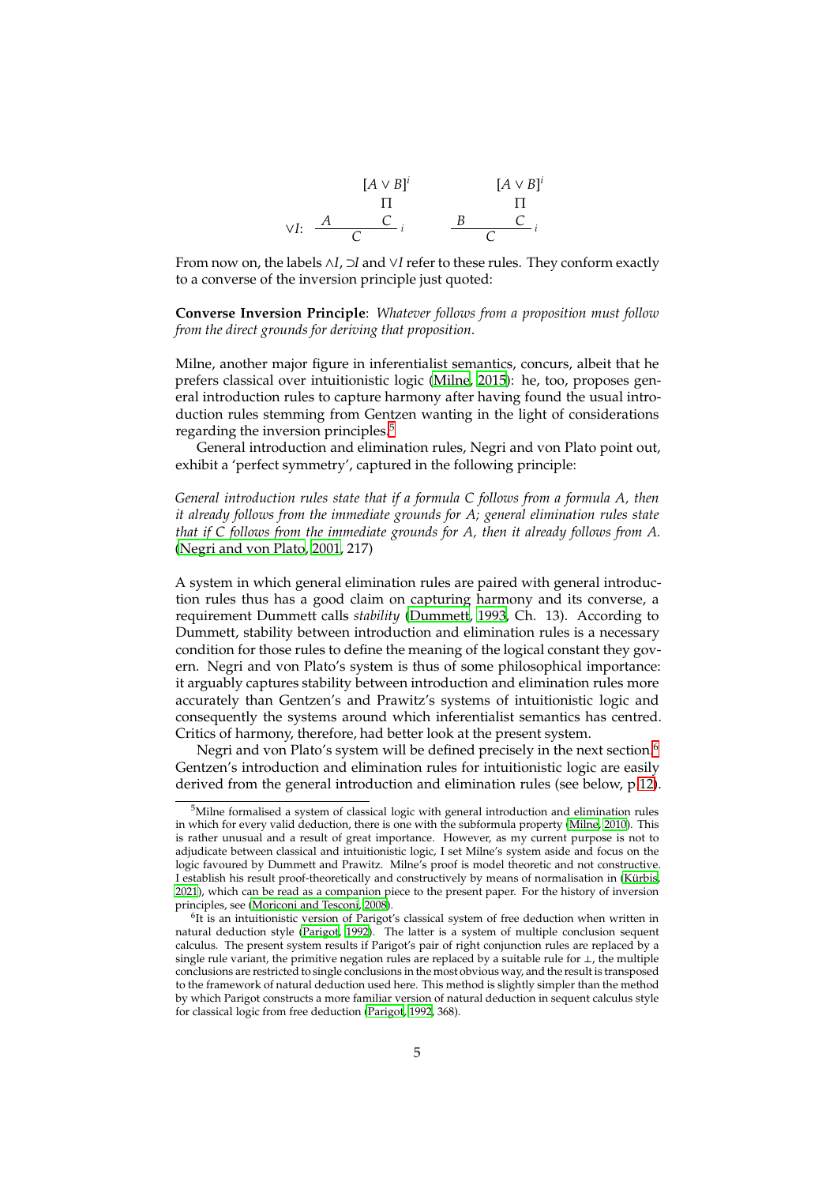$$
\vee I\colon \quad \dfrac{A \qquad \begin{matrix}[A \vee B]^i \\ \Pi \\ C\end{matrix}}{C}\, i \qquad\qquad \dfrac{B \qquad \begin{matrix}[A \vee B]^i \\ \Pi \\ C\end{matrix}}{C}\, i
$$

From now on, the labels $\wedge I$, $\supset I$ and $\vee I$ refer to these rules. They conform exactly to a converse of the inversion principle just quoted:

**Converse Inversion Principle**: *Whatever follows from a proposition must follow from the direct grounds for deriving that proposition.*

Milne, another major figure in inferentialist semantics, concurs, albeit that he prefers classical over intuitionistic logic (Milne, 2015): he, too, proposes general introduction rules to capture harmony after having found the usual introduction rules stemming from Gentzen wanting in the light of considerations regarding the inversion principles.[5]

General introduction and elimination rules, Negri and von Plato point out, exhibit a 'perfect symmetry', captured in the following principle:

*General introduction rules state that if a formula C follows from a formula A, then it already follows from the immediate grounds for A; general elimination rules state that if C follows from the immediate grounds for A, then it already follows from A.* (Negri and von Plato, 2001, 217)

A system in which general elimination rules are paired with general introduction rules thus has a good claim on capturing harmony and its converse, a requirement Dummett calls *stability* (Dummett, 1993, Ch. 13). According to Dummett, stability between introduction and elimination rules is a necessary condition for those rules to define the meaning of the logical constant they govern. Negri and von Plato's system is thus of some philosophical importance: it arguably captures stability between introduction and elimination rules more accurately than Gentzen's and Prawitz's systems of intuitionistic logic and consequently the systems around which inferentialist semantics has centred. Critics of harmony, therefore, had better look at the present system.

Negri and von Plato's system will be defined precisely in the next section.[6] Gentzen's introduction and elimination rules for intuitionistic logic are easily derived from the general introduction and elimination rules (see below, p 12).

---

[5] Milne formalised a system of classical logic with general introduction and elimination rules in which for every valid deduction, there is one with the subformula property (Milne, 2010). This is rather unusual and a result of great importance. However, as my current purpose is not to adjudicate between classical and intuitionistic logic, I set Milne's system aside and focus on the logic favoured by Dummett and Prawitz. Milne's proof is model theoretic and not constructive. I establish his result proof-theoretically and constructively by means of normalisation in (Kürbis, 2021), which can be read as a companion piece to the present paper. For the history of inversion principles, see (Moriconi and Tesconi, 2008).

[6] It is an intuitionistic version of Parigot's classical system of free deduction when written in natural deduction style (Parigot, 1992). The latter is a system of multiple conclusion sequent calculus. The present system results if Parigot's pair of right conjunction rules are replaced by a single rule variant, the primitive negation rules are replaced by a suitable rule for $\bot$, the multiple conclusions are restricted to single conclusions in the most obvious way, and the result is transposed to the framework of natural deduction used here. This method is slightly simpler than the method by which Parigot constructs a more familiar version of natural deduction in sequent calculus style for classical logic from free deduction (Parigot, 1992, 368).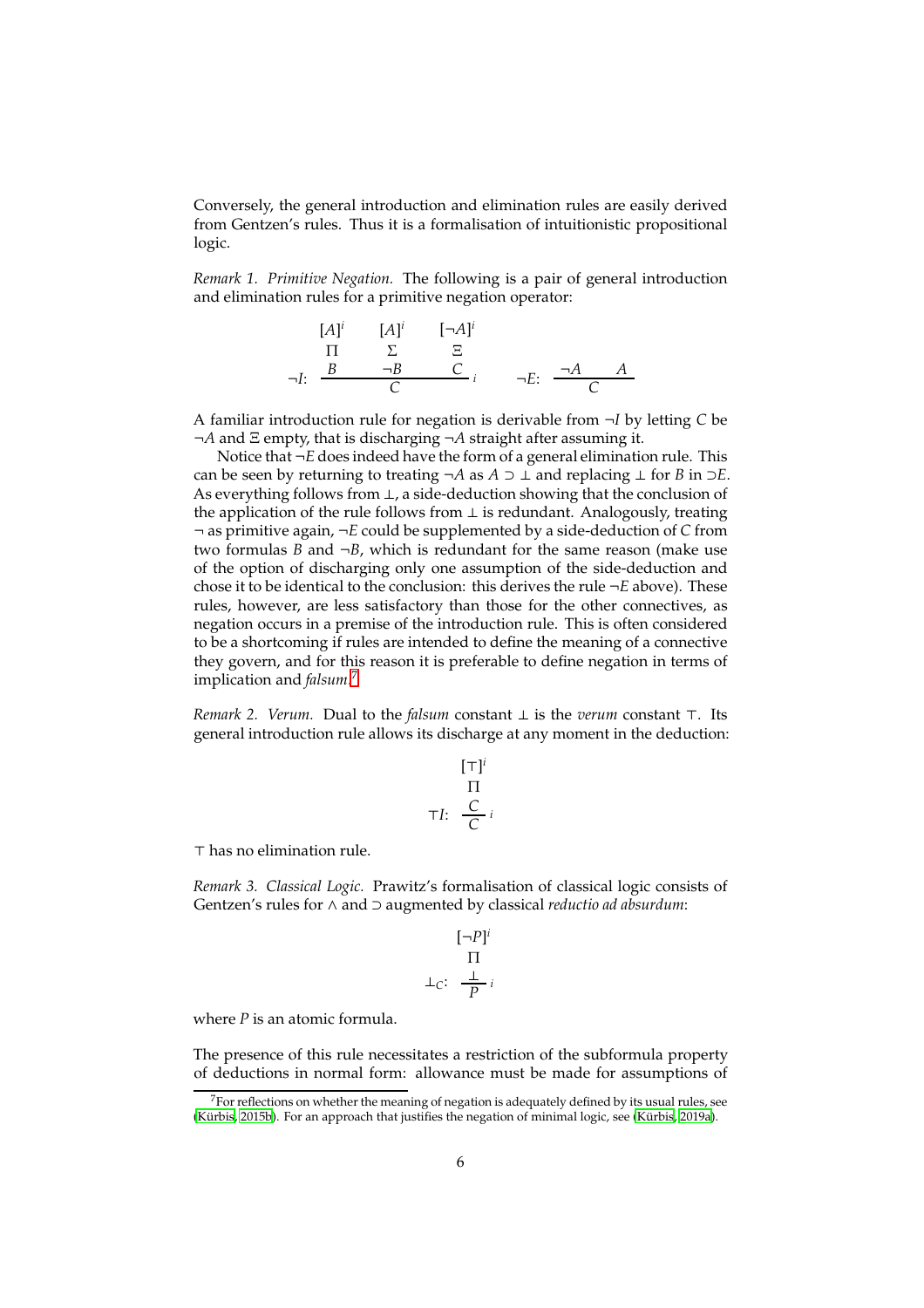Conversely, the general introduction and elimination rules are easily derived from Gentzen's rules. Thus it is a formalisation of intuitionistic propositional logic.

*Remark 1. Primitive Negation.* The following is a pair of general introduction and elimination rules for a primitive negation operator:

$$\neg I\colon \ \frac{\begin{matrix}[A]^i \\ \Pi \\ B\end{matrix} \qquad \begin{matrix}[A]^i \\ \Sigma \\ \neg B\end{matrix} \qquad \begin{matrix}[\neg A]^i \\ \Xi \\ C\end{matrix}}{C}\, i \qquad\qquad \neg E\colon \ \frac{\neg A \qquad A}{C}$$

A familiar introduction rule for negation is derivable from $\neg I$ by letting $C$ be $\neg A$ and $\Xi$ empty, that is discharging $\neg A$ straight after assuming it.

Notice that $\neg E$ does indeed have the form of a general elimination rule. This can be seen by returning to treating $\neg A$ as $A \supset \bot$ and replacing $\bot$ for $B$ in $\supset E$. As everything follows from $\bot$, a side-deduction showing that the conclusion of the application of the rule follows from $\bot$ is redundant. Analogously, treating $\neg$ as primitive again, $\neg E$ could be supplemented by a side-deduction of $C$ from two formulas $B$ and $\neg B$, which is redundant for the same reason (make use of the option of discharging only one assumption of the side-deduction and chose it to be identical to the conclusion: this derives the rule $\neg E$ above). These rules, however, are less satisfactory than those for the other connectives, as negation occurs in a premise of the introduction rule. This is often considered to be a shortcoming if rules are intended to define the meaning of a connective they govern, and for this reason it is preferable to define negation in terms of implication and *falsum*.[7]

*Remark 2. Verum.* Dual to the *falsum* constant $\bot$ is the *verum* constant $\top$. Its general introduction rule allows its discharge at any moment in the deduction:

$$\top I\colon \ \frac{\begin{matrix}[\top]^i \\ \Pi \\ C\end{matrix}}{C}\, i$$

$\top$ has no elimination rule.

*Remark 3. Classical Logic.* Prawitz's formalisation of classical logic consists of Gentzen's rules for $\wedge$ and $\supset$ augmented by classical *reductio ad absurdum*:

$$\bot_C\colon \ \frac{\begin{matrix}[\neg P]^i \\ \Pi \\ \bot\end{matrix}}{P}\, i$$

where $P$ is an atomic formula.

The presence of this rule necessitates a restriction of the subformula property of deductions in normal form: allowance must be made for assumptions of

[7] For reflections on whether the meaning of negation is adequately defined by its usual rules, see (Kürbis, 2015b). For an approach that justifies the negation of minimal logic, see (Kürbis, 2019a).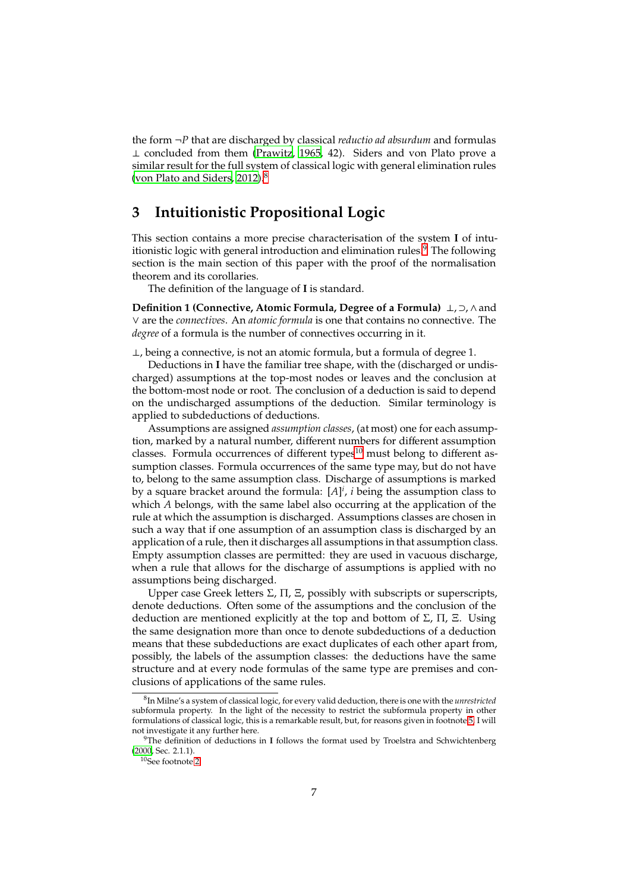the form $\neg P$ that are discharged by classical *reductio ad absurdum* and formulas $\bot$ concluded from them (Prawitz, 1965, 42). Siders and von Plato prove a similar result for the full system of classical logic with general elimination rules (von Plato and Siders, 2012).[8]

## 3 Intuitionistic Propositional Logic

This section contains a more precise characterisation of the system **I** of intuitionistic logic with general introduction and elimination rules.[9] The following section is the main section of this paper with the proof of the normalisation theorem and its corollaries.

The definition of the language of **I** is standard.

**Definition 1 (Connective, Atomic Formula, Degree of a Formula)** $\bot, \supset, \wedge$ and $\vee$ are the *connectives*. An *atomic formula* is one that contains no connective. The *degree* of a formula is the number of connectives occurring in it.

$\bot$, being a connective, is not an atomic formula, but a formula of degree 1.

Deductions in **I** have the familiar tree shape, with the (discharged or undischarged) assumptions at the top-most nodes or leaves and the conclusion at the bottom-most node or root. The conclusion of a deduction is said to depend on the undischarged assumptions of the deduction. Similar terminology is applied to subdeductions of deductions.

Assumptions are assigned *assumption classes*, (at most) one for each assumption, marked by a natural number, different numbers for different assumption classes. Formula occurrences of different types[10] must belong to different assumption classes. Formula occurrences of the same type may, but do not have to, belong to the same assumption class. Discharge of assumptions is marked by a square bracket around the formula: $[A]^i$, $i$ being the assumption class to which $A$ belongs, with the same label also occurring at the application of the rule at which the assumption is discharged. Assumptions classes are chosen in such a way that if one assumption of an assumption class is discharged by an application of a rule, then it discharges all assumptions in that assumption class. Empty assumption classes are permitted: they are used in vacuous discharge, when a rule that allows for the discharge of assumptions is applied with no assumptions being discharged.

Upper case Greek letters $\Sigma$, $\Pi$, $\Xi$, possibly with subscripts or superscripts, denote deductions. Often some of the assumptions and the conclusion of the deduction are mentioned explicitly at the top and bottom of $\Sigma$, $\Pi$, $\Xi$. Using the same designation more than once to denote subdeductions of a deduction means that these subdeductions are exact duplicates of each other apart from, possibly, the labels of the assumption classes: the deductions have the same structure and at every node formulas of the same type are premises and conclusions of applications of the same rules.

[8] In Milne's a system of classical logic, for every valid deduction, there is one with the *unrestricted* subformula property. In the light of the necessity to restrict the subformula property in other formulations of classical logic, this is a remarkable result, but, for reasons given in footnote 5, I will not investigate it any further here.

[9] The definition of deductions in **I** follows the format used by Troelstra and Schwichtenberg (2000, Sec. 2.1.1).

[10] See footnote 2.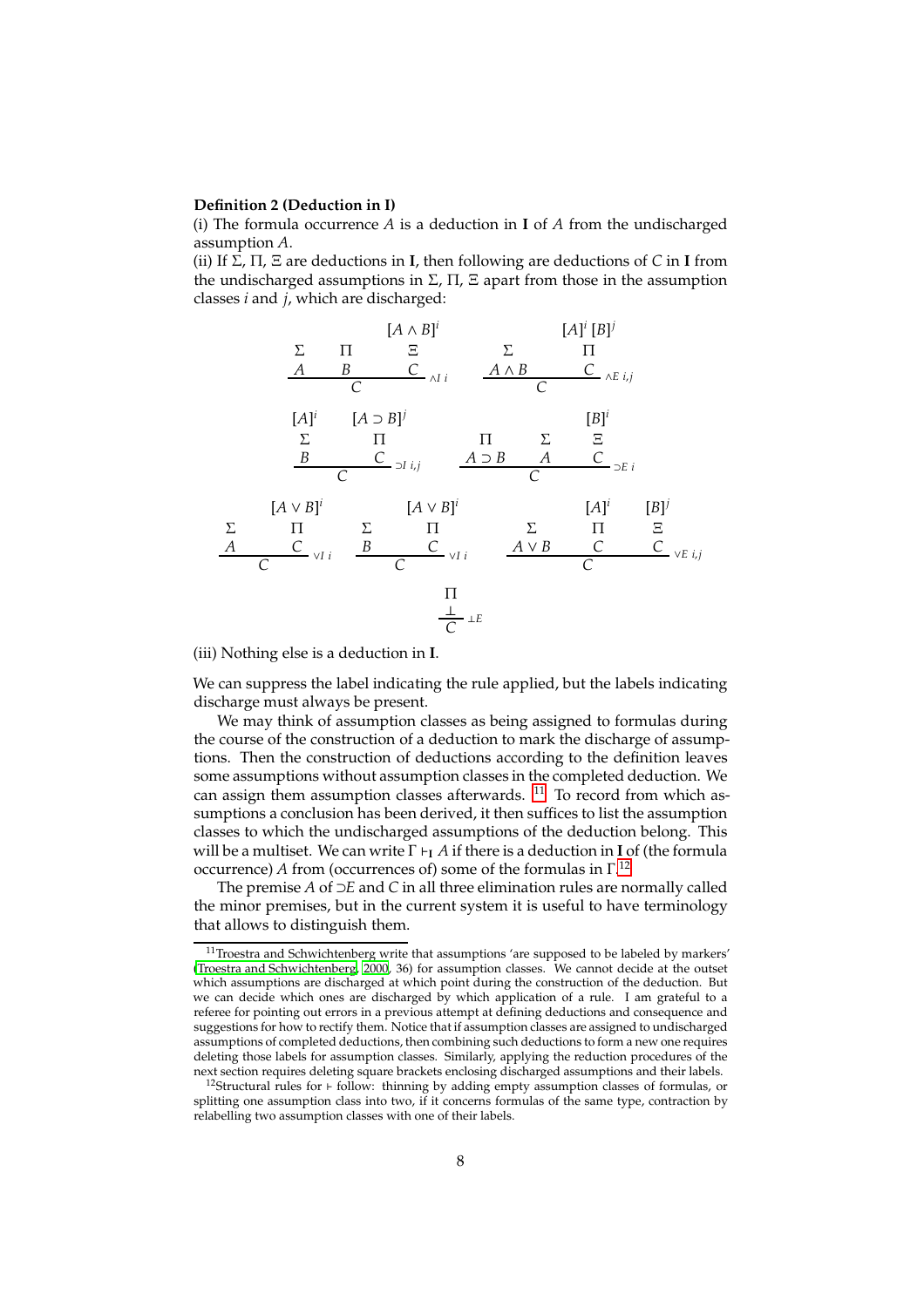**Definition 2 (Deduction in I)**

(i) The formula occurrence $A$ is a deduction in **I** of $A$ from the undischarged assumption $A$.

(ii) If $\Sigma$, $\Pi$, $\Xi$ are deductions in **I**, then following are deductions of $C$ in **I** from the undischarged assumptions in $\Sigma$, $\Pi$, $\Xi$ apart from those in the assumption classes $i$ and $j$, which are discharged:

$$
\dfrac{\begin{array}{c}\Sigma\\ A\end{array} \quad \begin{array}{c}\Pi\\ B\end{array} \quad \begin{array}{c}[A\wedge B]^i\\ \Xi\\ C\end{array}}{C}\,{\wedge I\ i}
\qquad
\dfrac{\begin{array}{c}\Sigma\\ A\wedge B\end{array} \quad \begin{array}{c}[A]^i\ [B]^j\\ \Pi\\ C\end{array}}{C}\,{\wedge E\ i,j}
$$

$$
\dfrac{\begin{array}{c}[A]^i\\ \Sigma\\ B\end{array} \quad \begin{array}{c}[A\supset B]^j\\ \Pi\\ C\end{array}}{C}\,{\supset I\ i,j}
\qquad
\dfrac{\begin{array}{c}\Pi\\ A\supset B\end{array} \quad \begin{array}{c}\Sigma\\ A\end{array} \quad \begin{array}{c}[B]^i\\ \Xi\\ C\end{array}}{C}\,{\supset E\ i}
$$

$$
\dfrac{\begin{array}{c}\Sigma\\ A\end{array} \quad \begin{array}{c}[A\vee B]^i\\ \Pi\\ C\end{array}}{C}\,{\vee I\ i}
\qquad
\dfrac{\begin{array}{c}\Sigma\\ B\end{array} \quad \begin{array}{c}[A\vee B]^i\\ \Pi\\ C\end{array}}{C}\,{\vee I\ i}
\qquad
\dfrac{\begin{array}{c}\Sigma\\ A\vee B\end{array} \quad \begin{array}{c}[A]^i\\ \Pi\\ C\end{array} \quad \begin{array}{c}[B]^j\\ \Xi\\ C\end{array}}{C}\,{\vee E\ i,j}
$$

$$
\dfrac{\begin{array}{c}\Pi\\ \bot\end{array}}{C}\,{\bot E}
$$

(iii) Nothing else is a deduction in **I**.

We can suppress the label indicating the rule applied, but the labels indicating discharge must always be present.

We may think of assumption classes as being assigned to formulas during the course of the construction of a deduction to mark the discharge of assumptions. Then the construction of deductions according to the definition leaves some assumptions without assumption classes in the completed deduction. We can assign them assumption classes afterwards. [11] To record from which assumptions a conclusion has been derived, it then suffices to list the assumption classes to which the undischarged assumptions of the deduction belong. This will be a multiset. We can write $\Gamma \vdash_{\mathbf{I}} A$ if there is a deduction in **I** of (the formula occurrence) $A$ from (occurrences of) some of the formulas in $\Gamma$.[12]

The premise $A$ of $\supset E$ and $C$ in all three elimination rules are normally called the minor premises, but in the current system it is useful to have terminology that allows to distinguish them.

---

[11] Troestra and Schwichtenberg write that assumptions 'are supposed to be labeled by markers' (Troestra and Schwichtenberg, 2000, 36) for assumption classes. We cannot decide at the outset which assumptions are discharged at which point during the construction of the deduction. But we can decide which ones are discharged by which application of a rule. I am grateful to a referee for pointing out errors in a previous attempt at defining deductions and consequence and suggestions for how to rectify them. Notice that if assumption classes are assigned to undischarged assumptions of completed deductions, then combining such deductions to form a new one requires deleting those labels for assumption classes. Similarly, applying the reduction procedures of the next section requires deleting square brackets enclosing discharged assumptions and their labels.

[12] Structural rules for $\vdash$ follow: thinning by adding empty assumption classes of formulas, or splitting one assumption class into two, if it concerns formulas of the same type, contraction by relabelling two assumption classes with one of their labels.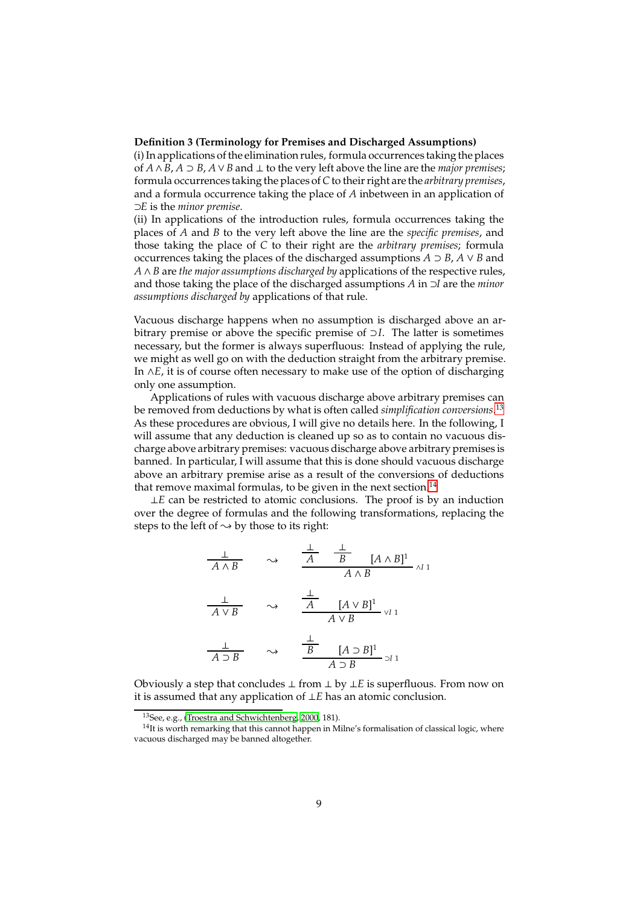**Definition 3 (Terminology for Premises and Discharged Assumptions)**
(i) In applications of the elimination rules, formula occurrences taking the places of $A \wedge B$, $A \supset B$, $A \vee B$ and $\bot$ to the very left above the line are the *major premises*; formula occurrences taking the places of $C$ to their right are the *arbitrary premises*, and a formula occurrence taking the place of $A$ inbetween in an application of $\supset E$ is the *minor premise*.
(ii) In applications of the introduction rules, formula occurrences taking the places of $A$ and $B$ to the very left above the line are the *specific premises*, and those taking the place of $C$ to their right are the *arbitrary premises*; formula occurrences taking the places of the discharged assumptions $A \supset B$, $A \vee B$ and $A \wedge B$ are *the major assumptions discharged by* applications of the respective rules, and those taking the place of the discharged assumptions $A$ in $\supset I$ are the *minor assumptions discharged by* applications of that rule.

Vacuous discharge happens when no assumption is discharged above an arbitrary premise or above the specific premise of $\supset I$. The latter is sometimes necessary, but the former is always superfluous: Instead of applying the rule, we might as well go on with the deduction straight from the arbitrary premise. In $\wedge E$, it is of course often necessary to make use of the option of discharging only one assumption.

Applications of rules with vacuous discharge above arbitrary premises can be removed from deductions by what is often called *simplification conversions*.[13] As these procedures are obvious, I will give no details here. In the following, I will assume that any deduction is cleaned up so as to contain no vacuous discharge above arbitrary premises: vacuous discharge above arbitrary premises is banned. In particular, I will assume that this is done should vacuous discharge above an arbitrary premise arise as a result of the conversions of deductions that remove maximal formulas, to be given in the next section.[14]

$\bot E$ can be restricted to atomic conclusions. The proof is by an induction over the degree of formulas and the following transformations, replacing the steps to the left of $\rightsquigarrow$ by those to its right:

$$\frac{\bot}{A \wedge B} \quad \rightsquigarrow \quad \dfrac{\dfrac{\bot}{A} \quad \dfrac{\bot}{B} \quad [A \wedge B]^1}{A \wedge B}\ {\scriptstyle \wedge I\,1}$$

$$\frac{\bot}{A \vee B} \quad \rightsquigarrow \quad \dfrac{\dfrac{\bot}{A} \quad [A \vee B]^1}{A \vee B}\ {\scriptstyle \vee I\,1}$$

$$\frac{\bot}{A \supset B} \quad \rightsquigarrow \quad \dfrac{\dfrac{\bot}{B} \quad [A \supset B]^1}{A \supset B}\ {\scriptstyle \supset I\,1}$$

Obviously a step that concludes $\bot$ from $\bot$ by $\bot E$ is superfluous. From now on it is assumed that any application of $\bot E$ has an atomic conclusion.

[13] See, e.g., (Troestra and Schwichtenberg, 2000, 181).

[14] It is worth remarking that this cannot happen in Milne's formalisation of classical logic, where vacuous discharged may be banned altogether.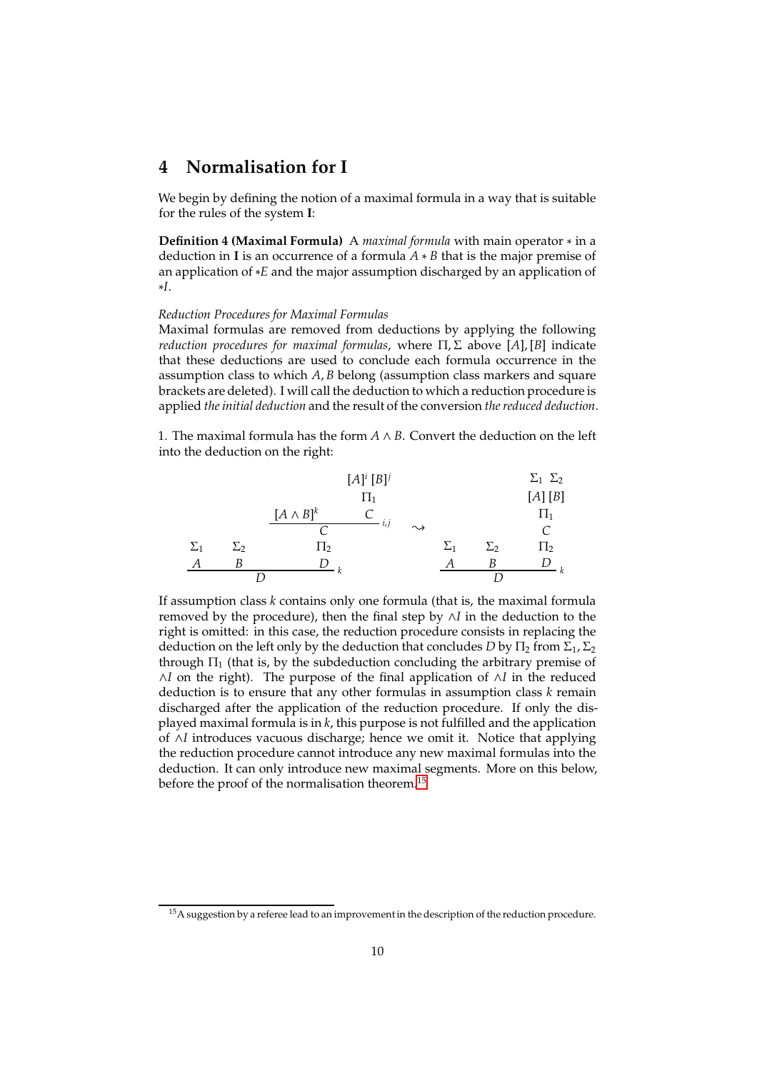## 4 Normalisation for I

We begin by defining the notion of a maximal formula in a way that is suitable for the rules of the system **I**:

**Definition 4 (Maximal Formula)** A *maximal formula* with main operator $*$ in a deduction in **I** is an occurrence of a formula $A * B$ that is the major premise of an application of $*E$ and the major assumption discharged by an application of $*I$.

*Reduction Procedures for Maximal Formulas*

Maximal formulas are removed from deductions by applying the following *reduction procedures for maximal formulas*, where $\Pi, \Sigma$ above $[A], [B]$ indicate that these deductions are used to conclude each formula occurrence in the assumption class to which $A, B$ belong (assumption class markers and square brackets are deleted). I will call the deduction to which a reduction procedure is applied *the initial deduction* and the result of the conversion *the reduced deduction*.

1. The maximal formula has the form $A \wedge B$. Convert the deduction on the left into the deduction on the right:

$$
\dfrac{\begin{matrix}\Sigma_1 \\ A\end{matrix} \quad \begin{matrix}\Sigma_2 \\ B\end{matrix} \quad \begin{matrix} \dfrac{[A \wedge B]^k \qquad \begin{matrix}[A]^i\,[B]^j \\ \Pi_1 \\ C\end{matrix}}{C}{\scriptstyle i,j} \\ \Pi_2 \\ D \end{matrix}}{D}{\scriptstyle k}
\quad\rightsquigarrow\quad
\dfrac{\begin{matrix}\Sigma_1 \\ A\end{matrix} \quad \begin{matrix}\Sigma_2 \\ B\end{matrix} \quad \begin{matrix}\Sigma_1\;\Sigma_2 \\ [A]\,[B] \\ \Pi_1 \\ C \\ \Pi_2 \\ D\end{matrix}}{D}{\scriptstyle k}
$$

If assumption class $k$ contains only one formula (that is, the maximal formula removed by the procedure), then the final step by $\wedge I$ in the deduction to the right is omitted: in this case, the reduction procedure consists in replacing the deduction on the left only by the deduction that concludes $D$ by $\Pi_2$ from $\Sigma_1, \Sigma_2$ through $\Pi_1$ (that is, by the subdeduction concluding the arbitrary premise of $\wedge I$ on the right). The purpose of the final application of $\wedge I$ in the reduced deduction is to ensure that any other formulas in assumption class $k$ remain discharged after the application of the reduction procedure. If only the displayed maximal formula is in $k$, this purpose is not fulfilled and the application of $\wedge I$ introduces vacuous discharge; hence we omit it. Notice that applying the reduction procedure cannot introduce any new maximal formulas into the deduction. It can only introduce new maximal segments. More on this below, before the proof of the normalisation theorem.[15]

[15] A suggestion by a referee lead to an improvement in the description of the reduction procedure.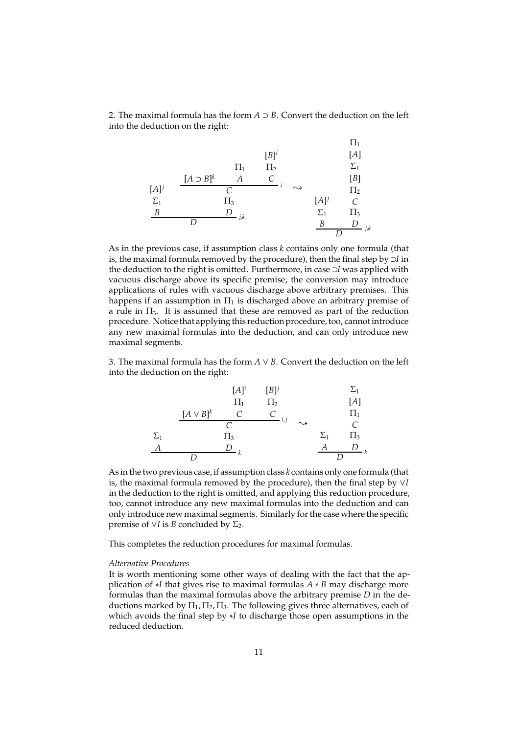2. The maximal formula has the form $A \supset B$. Convert the deduction on the left into the deduction on the right:

$$
\dfrac{\begin{array}{c}[A]^j\\ \Sigma_1\\ B\end{array} \qquad \begin{array}{c}\dfrac{[A\supset B]^k \quad \begin{array}{c}\Pi_1\\ A\end{array} \quad \begin{array}{c}[B]^i\\ \Pi_2\\ C\end{array}}{C}\,{\scriptstyle i}\\ \Pi_3\\ D\end{array}}{D}\,{\scriptstyle j,k}
\quad\rightsquigarrow\quad
\dfrac{\begin{array}{c}[A]^j\\ \Sigma_1\\ B\end{array} \qquad \begin{array}{c}\Pi_1\\ [A]\\ \Sigma_1\\ [B]\\ \Pi_2\\ C\\ \Pi_3\\ D\end{array}}{D}\,{\scriptstyle j,k}
$$

As in the previous case, if assumption class $k$ contains only one formula (that is, the maximal formula removed by the procedure), then the final step by $\supset I$ in the deduction to the right is omitted. Furthermore, in case $\supset I$ was applied with vacuous discharge above its specific premise, the conversion may introduce applications of rules with vacuous discharge above arbitrary premises. This happens if an assumption in $\Pi_1$ is discharged above an arbitrary premise of a rule in $\Pi_3$. It is assumed that these are removed as part of the reduction procedure. Notice that applying this reduction procedure, too, cannot introduce any new maximal formulas into the deduction, and can only introduce new maximal segments.

3. The maximal formula has the form $A \vee B$. Convert the deduction on the left into the deduction on the right:

$$
\dfrac{\begin{array}{c}\Sigma_1\\ A\end{array} \qquad \begin{array}{c}\dfrac{[A\vee B]^k \quad \begin{array}{c}[A]^i\\ \Pi_1\\ C\end{array} \quad \begin{array}{c}[B]^j\\ \Pi_2\\ C\end{array}}{C}\,{\scriptstyle i,j}\\ \Pi_3\\ D\end{array}}{D}\,{\scriptstyle k}
\quad\rightsquigarrow\quad
\dfrac{\begin{array}{c}\Sigma_1\\ A\end{array} \qquad \begin{array}{c}\Sigma_1\\ [A]\\ \Pi_1\\ C\\ \Pi_3\\ D\end{array}}{D}\,{\scriptstyle k}
$$

As in the two previous case, if assumption class $k$ contains only one formula (that is, the maximal formula removed by the procedure), then the final step by $\vee I$ in the deduction to the right is omitted, and applying this reduction procedure, too, cannot introduce any new maximal formulas into the deduction and can only introduce new maximal segments. Similarly for the case where the specific premise of $\vee I$ is $B$ concluded by $\Sigma_2$.

This completes the reduction procedures for maximal formulas.

*Alternative Procedures*

It is worth mentioning some other ways of dealing with the fact that the application of $*I$ that gives rise to maximal formulas $A * B$ may discharge more formulas than the maximal formulas above the arbitrary premise $D$ in the deductions marked by $\Pi_1, \Pi_2, \Pi_3$. The following gives three alternatives, each of which avoids the final step by $*I$ to discharge those open assumptions in the reduced deduction.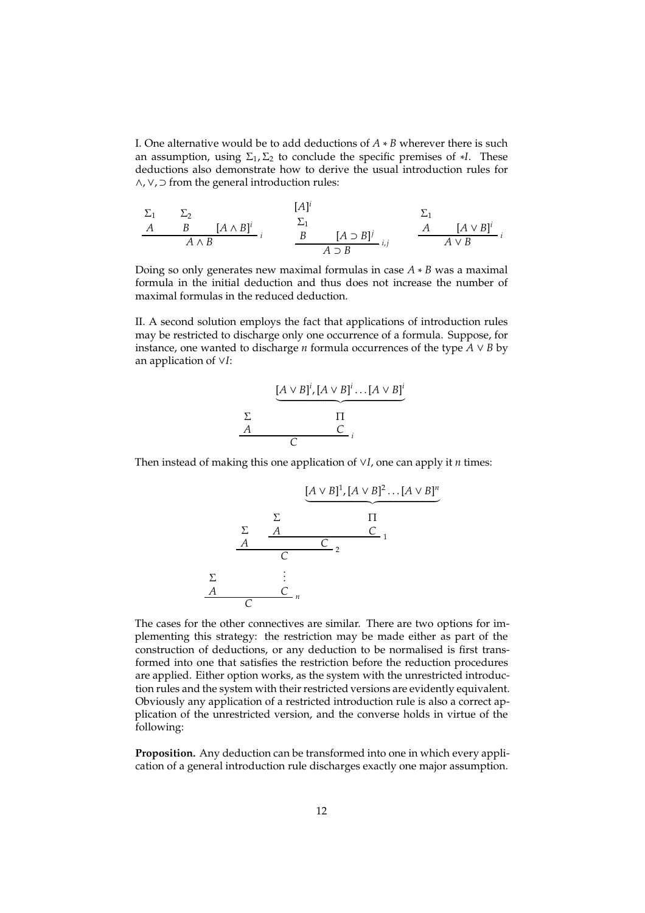I. One alternative would be to add deductions of $A * B$ wherever there is such an assumption, using $\Sigma_1, \Sigma_2$ to conclude the specific premises of $*I$. These deductions also demonstrate how to derive the usual introduction rules for $\wedge, \vee, \supset$ from the general introduction rules:

$$
\dfrac{\begin{array}{c}\Sigma_1 \\ A\end{array} \quad \begin{array}{c}\Sigma_2 \\ B\end{array} \quad [A \wedge B]^i}{A \wedge B}\, i
\qquad
\dfrac{\begin{array}{c}[A]^i \\ \Sigma_1 \\ B\end{array} \quad [A \supset B]^j}{A \supset B}\, i,j
\qquad
\dfrac{\begin{array}{c}\Sigma_1 \\ A\end{array} \quad [A \vee B]^i}{A \vee B}\, i
$$

Doing so only generates new maximal formulas in case $A * B$ was a maximal formula in the initial deduction and thus does not increase the number of maximal formulas in the reduced deduction.

II. A second solution employs the fact that applications of introduction rules may be restricted to discharge only one occurrence of a formula. Suppose, for instance, one wanted to discharge $n$ formula occurrences of the type $A \vee B$ by an application of $\vee I$:

$$
\dfrac{\begin{array}{c}\Sigma \\ A\end{array} \qquad \begin{array}{c}\underbrace{[A \vee B]^i, [A \vee B]^i \ldots [A \vee B]^i} \\ \Pi \\ C\end{array}}{C}\, i
$$

Then instead of making this one application of $\vee I$, one can apply it $n$ times:

$$
\dfrac{\begin{array}{c}\Sigma \\ A\end{array} \qquad \begin{array}{c}\vdots \\ C\end{array}}{C}\, n
\qquad \text{where} \qquad
\dfrac{\begin{array}{c}\Sigma \\ A\end{array} \qquad \dfrac{\begin{array}{c}\Sigma \\ A\end{array} \qquad \begin{array}{c}\underbrace{[A \vee B]^1, [A \vee B]^2 \ldots [A \vee B]^n} \\ \Pi \\ C\end{array}}{C}\, 1}{C}\, 2
$$

The cases for the other connectives are similar. There are two options for implementing this strategy: the restriction may be made either as part of the construction of deductions, or any deduction to be normalised is first transformed into one that satisfies the restriction before the reduction procedures are applied. Either option works, as the system with the unrestricted introduction rules and the system with their restricted versions are evidently equivalent. Obviously any application of a restricted introduction rule is also a correct application of the unrestricted version, and the converse holds in virtue of the following:

**Proposition.** Any deduction can be transformed into one in which every application of a general introduction rule discharges exactly one major assumption.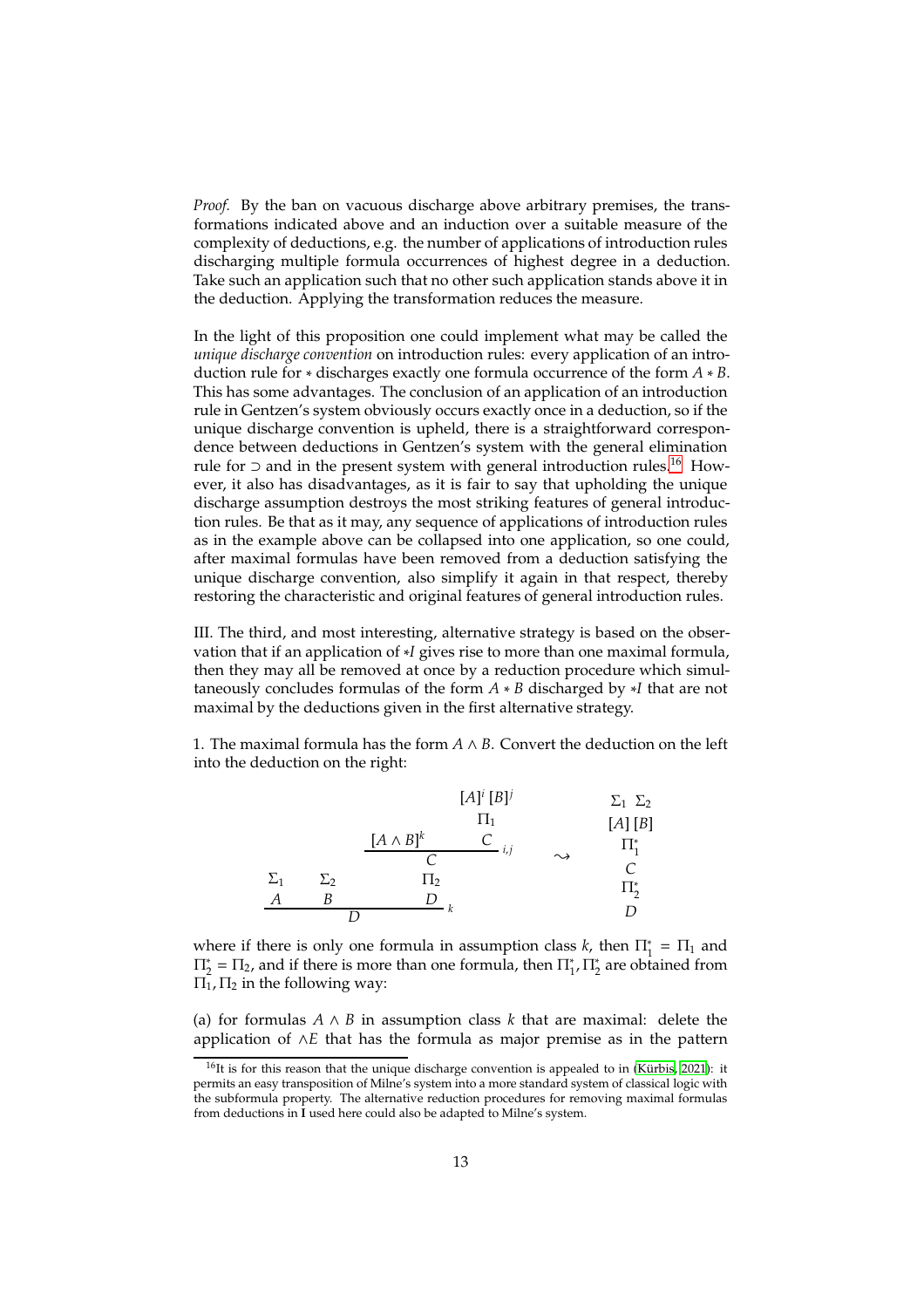*Proof.* By the ban on vacuous discharge above arbitrary premises, the transformations indicated above and an induction over a suitable measure of the complexity of deductions, e.g. the number of applications of introduction rules discharging multiple formula occurrences of highest degree in a deduction. Take such an application such that no other such application stands above it in the deduction. Applying the transformation reduces the measure.

In the light of this proposition one could implement what may be called the *unique discharge convention* on introduction rules: every application of an introduction rule for $*$ discharges exactly one formula occurrence of the form $A * B$. This has some advantages. The conclusion of an application of an introduction rule in Gentzen's system obviously occurs exactly once in a deduction, so if the unique discharge convention is upheld, there is a straightforward correspondence between deductions in Gentzen's system with the general elimination rule for $\supset$ and in the present system with general introduction rules.[16] However, it also has disadvantages, as it is fair to say that upholding the unique discharge assumption destroys the most striking features of general introduction rules. Be that as it may, any sequence of applications of introduction rules as in the example above can be collapsed into one application, so one could, after maximal formulas have been removed from a deduction satisfying the unique discharge convention, also simplify it again in that respect, thereby restoring the characteristic and original features of general introduction rules.

III. The third, and most interesting, alternative strategy is based on the observation that if an application of $*I$ gives rise to more than one maximal formula, then they may all be removed at once by a reduction procedure which simultaneously concludes formulas of the form $A * B$ discharged by $*I$ that are not maximal by the deductions given in the first alternative strategy.

1. The maximal formula has the form $A \wedge B$. Convert the deduction on the left into the deduction on the right:

$$
\dfrac{\begin{array}{c}\Sigma_1 \\ A\end{array} \quad \begin{array}{c}\Sigma_2 \\ B\end{array} \quad \begin{array}{c} \dfrac{[A \wedge B]^k \quad \begin{array}{c}[A]^i\,[B]^j \\ \Pi_1 \\ C\end{array}}{C}{\scriptstyle i,j} \\ \Pi_2 \\ D \end{array}}{D}{\scriptstyle k}
\quad \rightsquigarrow \quad
\begin{array}{c} \Sigma_1 \;\; \Sigma_2 \\ [A]\;[B] \\ \Pi_1^* \\ C \\ \Pi_2^* \\ D \end{array}
$$

where if there is only one formula in assumption class $k$, then $\Pi_1^* = \Pi_1$ and $\Pi_2^* = \Pi_2$, and if there is more than one formula, then $\Pi_1^*, \Pi_2^*$ are obtained from $\Pi_1, \Pi_2$ in the following way:

(a) for formulas $A \wedge B$ in assumption class $k$ that are maximal: delete the application of $\wedge E$ that has the formula as major premise as in the pattern

[16] It is for this reason that the unique discharge convention is appealed to in (Kürbis, 2021): it permits an easy transposition of Milne's system into a more standard system of classical logic with the subformula property. The alternative reduction procedures for removing maximal formulas from deductions in **I** used here could also be adapted to Milne's system.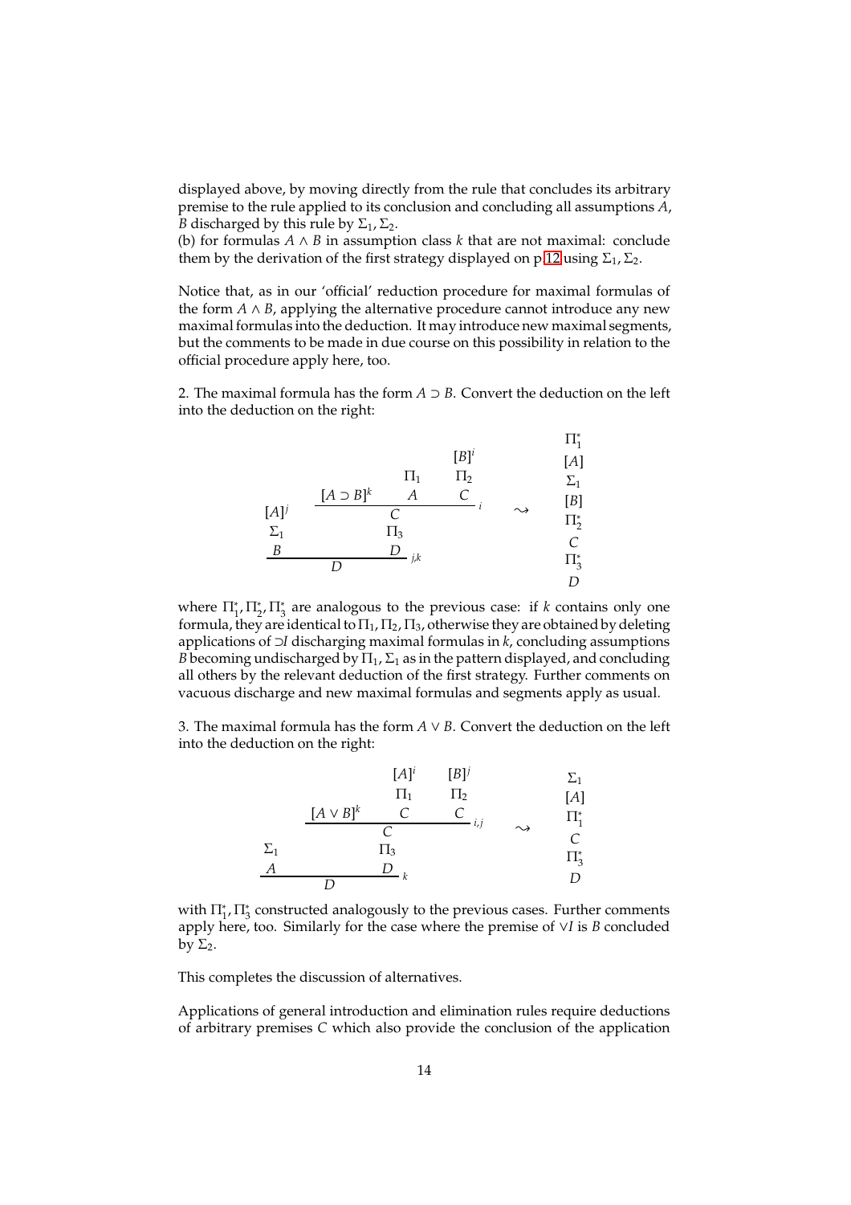displayed above, by moving directly from the rule that concludes its arbitrary premise to the rule applied to its conclusion and concluding all assumptions $A$, $B$ discharged by this rule by $\Sigma_1, \Sigma_2$.

(b) for formulas $A \wedge B$ in assumption class $k$ that are not maximal: conclude them by the derivation of the first strategy displayed on p 12 using $\Sigma_1, \Sigma_2$.

Notice that, as in our 'official' reduction procedure for maximal formulas of the form $A \wedge B$, applying the alternative procedure cannot introduce any new maximal formulas into the deduction. It may introduce new maximal segments, but the comments to be made in due course on this possibility in relation to the official procedure apply here, too.

2. The maximal formula has the form $A \supset B$. Convert the deduction on the left into the deduction on the right:

$$
\dfrac{\begin{matrix}[A]^j \\ \Sigma_1 \\ B\end{matrix} \qquad \begin{matrix} \dfrac{[A \supset B]^k \qquad \begin{matrix}\Pi_1 \\ A\end{matrix} \qquad \begin{matrix}[B]^i \\ \Pi_2 \\ C\end{matrix}}{C}\,i \\ \Pi_3 \\ D \end{matrix}}{D}\,j,k
\quad \rightsquigarrow \quad
\begin{matrix} \Pi_1^* \\ [A] \\ \Sigma_1 \\ [B] \\ \Pi_2^* \\ C \\ \Pi_3^* \\ D \end{matrix}
$$

where $\Pi_1^*, \Pi_2^*, \Pi_3^*$ are analogous to the previous case: if $k$ contains only one formula, they are identical to $\Pi_1, \Pi_2, \Pi_3$, otherwise they are obtained by deleting applications of $\supset I$ discharging maximal formulas in $k$, concluding assumptions $B$ becoming undischarged by $\Pi_1, \Sigma_1$ as in the pattern displayed, and concluding all others by the relevant deduction of the first strategy. Further comments on vacuous discharge and new maximal formulas and segments apply as usual.

3. The maximal formula has the form $A \vee B$. Convert the deduction on the left into the deduction on the right:

$$
\dfrac{\begin{matrix}\Sigma_1 \\ A\end{matrix} \qquad \begin{matrix} \dfrac{[A \vee B]^k \qquad \begin{matrix}[A]^i \\ \Pi_1 \\ C\end{matrix} \qquad \begin{matrix}[B]^j \\ \Pi_2 \\ C\end{matrix}}{C}\,i,j \\ \Pi_3 \\ D \end{matrix}}{D}\,k
\quad \rightsquigarrow \quad
\begin{matrix} \Sigma_1 \\ [A] \\ \Pi_1^* \\ C \\ \Pi_3^* \\ D \end{matrix}
$$

with $\Pi_1^*, \Pi_3^*$ constructed analogously to the previous cases. Further comments apply here, too. Similarly for the case where the premise of $\vee I$ is $B$ concluded by $\Sigma_2$.

This completes the discussion of alternatives.

Applications of general introduction and elimination rules require deductions of arbitrary premises $C$ which also provide the conclusion of the application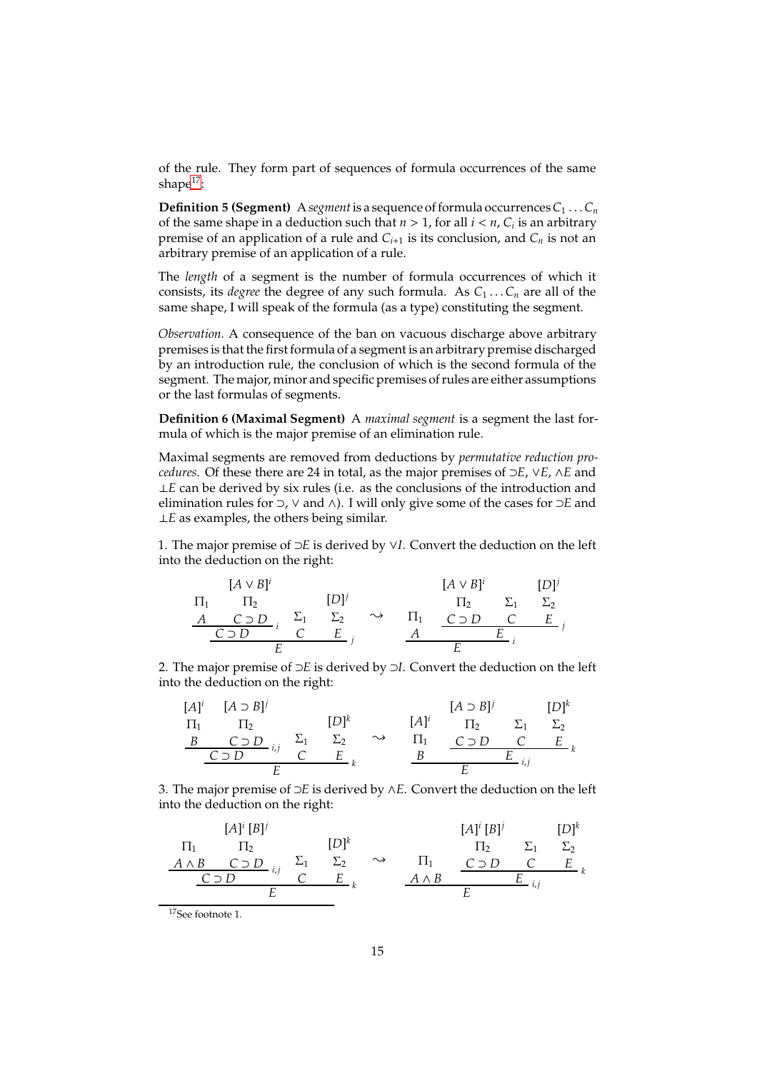of the rule. They form part of sequences of formula occurrences of the same shape[17]:

**Definition 5 (Segment)** A *segment* is a sequence of formula occurrences $C_1 \dots C_n$ of the same shape in a deduction such that $n > 1$, for all $i < n$, $C_i$ is an arbitrary premise of an application of a rule and $C_{i+1}$ is its conclusion, and $C_n$ is not an arbitrary premise of an application of a rule.

The *length* of a segment is the number of formula occurrences of which it consists, its *degree* the degree of any such formula. As $C_1 \dots C_n$ are all of the same shape, I will speak of the formula (as a type) constituting the segment.

*Observation.* A consequence of the ban on vacuous discharge above arbitrary premises is that the first formula of a segment is an arbitrary premise discharged by an introduction rule, the conclusion of which is the second formula of the segment. The major, minor and specific premises of rules are either assumptions or the last formulas of segments.

**Definition 6 (Maximal Segment)** A *maximal segment* is a segment the last formula of which is the major premise of an elimination rule.

Maximal segments are removed from deductions by *permutative reduction procedures*. Of these there are 24 in total, as the major premises of $\supset E$, $\vee E$, $\wedge E$ and $\bot E$ can be derived by six rules (i.e. as the conclusions of the introduction and elimination rules for $\supset$, $\vee$ and $\wedge$). I will only give some of the cases for $\supset E$ and $\bot E$ as examples, the others being similar.

1. The major premise of $\supset E$ is derived by $\vee I$. Convert the deduction on the left into the deduction on the right:

$$
\dfrac{\dfrac{\begin{matrix}\Pi_1\\ A\end{matrix} \quad \begin{matrix}[A\vee B]^i\\ \Pi_2\\ C\supset D\end{matrix}}{C\supset D}\,i \quad \begin{matrix}\Sigma_1\\ C\end{matrix} \quad \begin{matrix}[D]^j\\ \Sigma_2\\ E\end{matrix}}{E}\,j
\quad \rightsquigarrow \quad
\dfrac{\begin{matrix}\Pi_1\\ A\end{matrix} \quad \dfrac{\begin{matrix}[A\vee B]^i\\ \Pi_2\\ C\supset D\end{matrix} \quad \begin{matrix}\Sigma_1\\ C\end{matrix} \quad \begin{matrix}[D]^j\\ \Sigma_2\\ E\end{matrix}}{E}\,j}{E}\,i
$$

2. The major premise of $\supset E$ is derived by $\supset I$. Convert the deduction on the left into the deduction on the right:

$$
\dfrac{\dfrac{\begin{matrix}[A]^i\\ \Pi_1\\ B\end{matrix} \quad \begin{matrix}[A\supset B]^j\\ \Pi_2\\ C\supset D\end{matrix}}{C\supset D}\,i,j \quad \begin{matrix}\Sigma_1\\ C\end{matrix} \quad \begin{matrix}[D]^k\\ \Sigma_2\\ E\end{matrix}}{E}\,k
\quad \rightsquigarrow \quad
\dfrac{\begin{matrix}[A]^i\\ \Pi_1\\ B\end{matrix} \quad \dfrac{\begin{matrix}[A\supset B]^j\\ \Pi_2\\ C\supset D\end{matrix} \quad \begin{matrix}\Sigma_1\\ C\end{matrix} \quad \begin{matrix}[D]^k\\ \Sigma_2\\ E\end{matrix}}{E}\,k}{E}\,i,j
$$

3. The major premise of $\supset E$ is derived by $\wedge E$. Convert the deduction on the left into the deduction on the right:

$$
\dfrac{\dfrac{\begin{matrix}\Pi_1\\ A\wedge B\end{matrix} \quad \begin{matrix}[A]^i\,[B]^j\\ \Pi_2\\ C\supset D\end{matrix}}{C\supset D}\,i,j \quad \begin{matrix}\Sigma_1\\ C\end{matrix} \quad \begin{matrix}[D]^k\\ \Sigma_2\\ E\end{matrix}}{E}\,k
\quad \rightsquigarrow \quad
\dfrac{\begin{matrix}\Pi_1\\ A\wedge B\end{matrix} \quad \dfrac{\begin{matrix}[A]^i\,[B]^j\\ \Pi_2\\ C\supset D\end{matrix} \quad \begin{matrix}\Sigma_1\\ C\end{matrix} \quad \begin{matrix}[D]^k\\ \Sigma_2\\ E\end{matrix}}{E}\,k}{E}\,i,j
$$

[17] See footnote 1.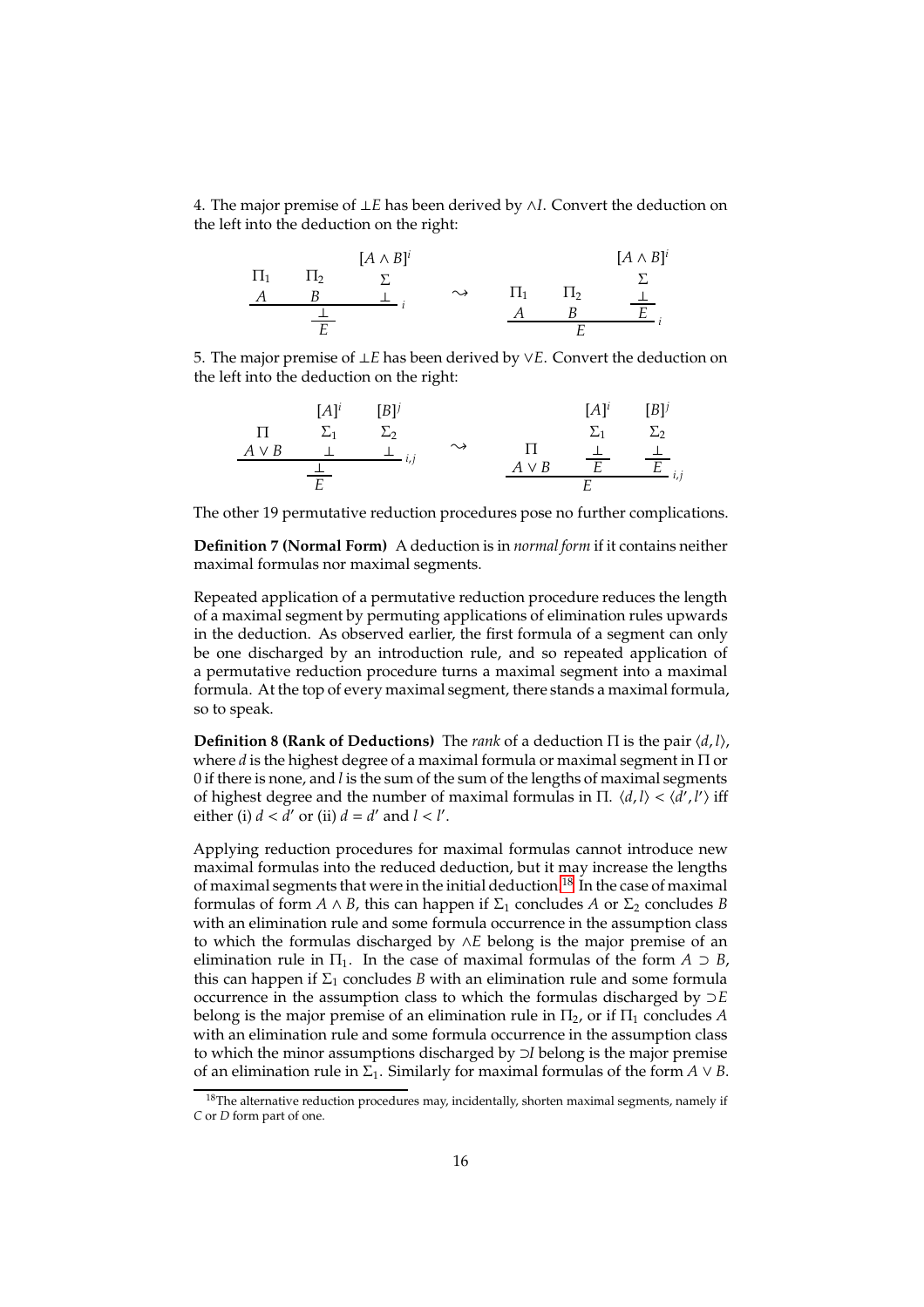4. The major premise of $\bot E$ has been derived by $\wedge I$. Convert the deduction on the left into the deduction on the right:

$$
\dfrac{\dfrac{\begin{matrix}\Pi_1 \\ A\end{matrix} \quad \begin{matrix}\Pi_2 \\ B\end{matrix} \quad \begin{matrix}[A \wedge B]^i \\ \Sigma \\ \bot\end{matrix}}{\bot}\, i}{E}
\quad \rightsquigarrow \quad
\dfrac{\begin{matrix}\Pi_1 \\ A\end{matrix} \quad \begin{matrix}\Pi_2 \\ B\end{matrix} \quad \dfrac{\begin{matrix}[A \wedge B]^i \\ \Sigma \\ \bot\end{matrix}}{E}}{E}\, i
$$

5. The major premise of $\bot E$ has been derived by $\vee E$. Convert the deduction on the left into the deduction on the right:

$$
\dfrac{\dfrac{\begin{matrix}\Pi \\ A \vee B\end{matrix} \quad \begin{matrix}[A]^i \\ \Sigma_1 \\ \bot\end{matrix} \quad \begin{matrix}[B]^j \\ \Sigma_2 \\ \bot\end{matrix}}{\bot}\, i,j}{E}
\quad \rightsquigarrow \quad
\dfrac{\begin{matrix}\Pi \\ A \vee B\end{matrix} \quad \dfrac{\begin{matrix}[A]^i \\ \Sigma_1 \\ \bot\end{matrix}}{E} \quad \dfrac{\begin{matrix}[B]^j \\ \Sigma_2 \\ \bot\end{matrix}}{E}}{E}\, i,j
$$

The other 19 permutative reduction procedures pose no further complications.

**Definition 7 (Normal Form)** A deduction is in *normal form* if it contains neither maximal formulas nor maximal segments.

Repeated application of a permutative reduction procedure reduces the length of a maximal segment by permuting applications of elimination rules upwards in the deduction. As observed earlier, the first formula of a segment can only be one discharged by an introduction rule, and so repeated application of a permutative reduction procedure turns a maximal segment into a maximal formula. At the top of every maximal segment, there stands a maximal formula, so to speak.

**Definition 8 (Rank of Deductions)** The *rank* of a deduction $\Pi$ is the pair $\langle d, l\rangle$, where $d$ is the highest degree of a maximal formula or maximal segment in $\Pi$ or 0 if there is none, and $l$ is the sum of the sum of the lengths of maximal segments of highest degree and the number of maximal formulas in $\Pi$. $\langle d, l\rangle < \langle d', l'\rangle$ iff either (i) $d < d'$ or (ii) $d = d'$ and $l < l'$.

Applying reduction procedures for maximal formulas cannot introduce new maximal formulas into the reduced deduction, but it may increase the lengths of maximal segments that were in the initial deduction.[18] In the case of maximal formulas of form $A \wedge B$, this can happen if $\Sigma_1$ concludes $A$ or $\Sigma_2$ concludes $B$ with an elimination rule and some formula occurrence in the assumption class to which the formulas discharged by $\wedge E$ belong is the major premise of an elimination rule in $\Pi_1$. In the case of maximal formulas of the form $A \supset B$, this can happen if $\Sigma_1$ concludes $B$ with an elimination rule and some formula occurrence in the assumption class to which the formulas discharged by $\supset E$ belong is the major premise of an elimination rule in $\Pi_2$, or if $\Pi_1$ concludes $A$ with an elimination rule and some formula occurrence in the assumption class to which the minor assumptions discharged by $\supset I$ belong is the major premise of an elimination rule in $\Sigma_1$. Similarly for maximal formulas of the form $A \vee B$.

[18] The alternative reduction procedures may, incidentally, shorten maximal segments, namely if $C$ or $D$ form part of one.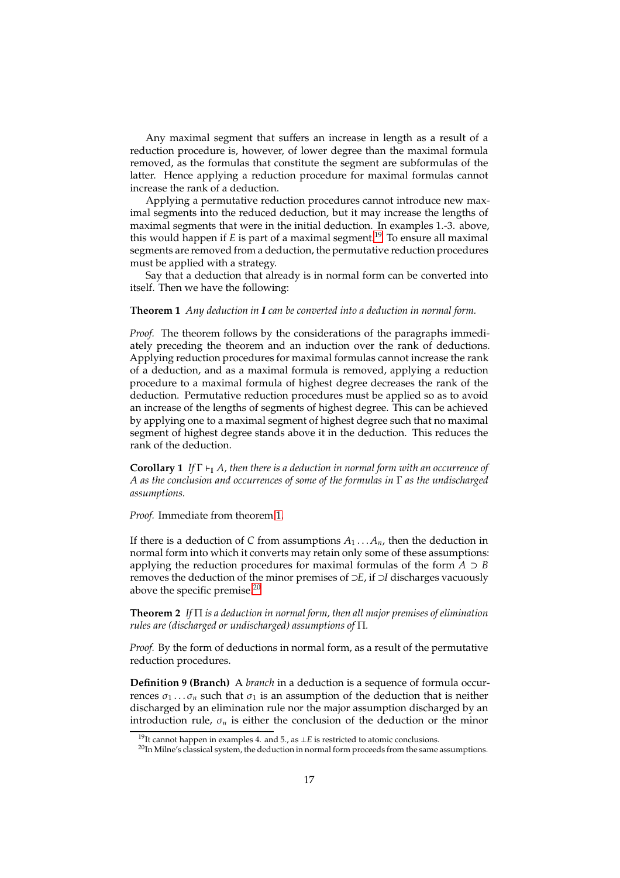Any maximal segment that suffers an increase in length as a result of a reduction procedure is, however, of lower degree than the maximal formula removed, as the formulas that constitute the segment are subformulas of the latter. Hence applying a reduction procedure for maximal formulas cannot increase the rank of a deduction.

Applying a permutative reduction procedures cannot introduce new maximal segments into the reduced deduction, but it may increase the lengths of maximal segments that were in the initial deduction. In examples 1.-3. above, this would happen if $E$ is part of a maximal segment.[19] To ensure all maximal segments are removed from a deduction, the permutative reduction procedures must be applied with a strategy.

Say that a deduction that already is in normal form can be converted into itself. Then we have the following:

**Theorem 1** *Any deduction in **I** can be converted into a deduction in normal form.*

*Proof.* The theorem follows by the considerations of the paragraphs immediately preceding the theorem and an induction over the rank of deductions. Applying reduction procedures for maximal formulas cannot increase the rank of a deduction, and as a maximal formula is removed, applying a reduction procedure to a maximal formula of highest degree decreases the rank of the deduction. Permutative reduction procedures must be applied so as to avoid an increase of the lengths of segments of highest degree. This can be achieved by applying one to a maximal segment of highest degree such that no maximal segment of highest degree stands above it in the deduction. This reduces the rank of the deduction.

**Corollary 1** *If $\Gamma \vdash_{\mathbf{I}} A$, then there is a deduction in normal form with an occurrence of $A$ as the conclusion and occurrences of some of the formulas in $\Gamma$ as the undischarged assumptions.*

*Proof.* Immediate from theorem 1.

If there is a deduction of $C$ from assumptions $A_1 \ldots A_n$, then the deduction in normal form into which it converts may retain only some of these assumptions: applying the reduction procedures for maximal formulas of the form $A \supset B$ removes the deduction of the minor premises of $\supset\! E$, if $\supset\! I$ discharges vacuously above the specific premise.[20]

**Theorem 2** *If $\Pi$ is a deduction in normal form, then all major premises of elimination rules are (discharged or undischarged) assumptions of $\Pi$.*

*Proof.* By the form of deductions in normal form, as a result of the permutative reduction procedures.

**Definition 9 (Branch)** A *branch* in a deduction is a sequence of formula occurrences $\sigma_1 \ldots \sigma_n$ such that $\sigma_1$ is an assumption of the deduction that is neither discharged by an elimination rule nor the major assumption discharged by an introduction rule, $\sigma_n$ is either the conclusion of the deduction or the minor

[19] It cannot happen in examples 4. and 5., as $\bot E$ is restricted to atomic conclusions.

[20] In Milne's classical system, the deduction in normal form proceeds from the same assumptions.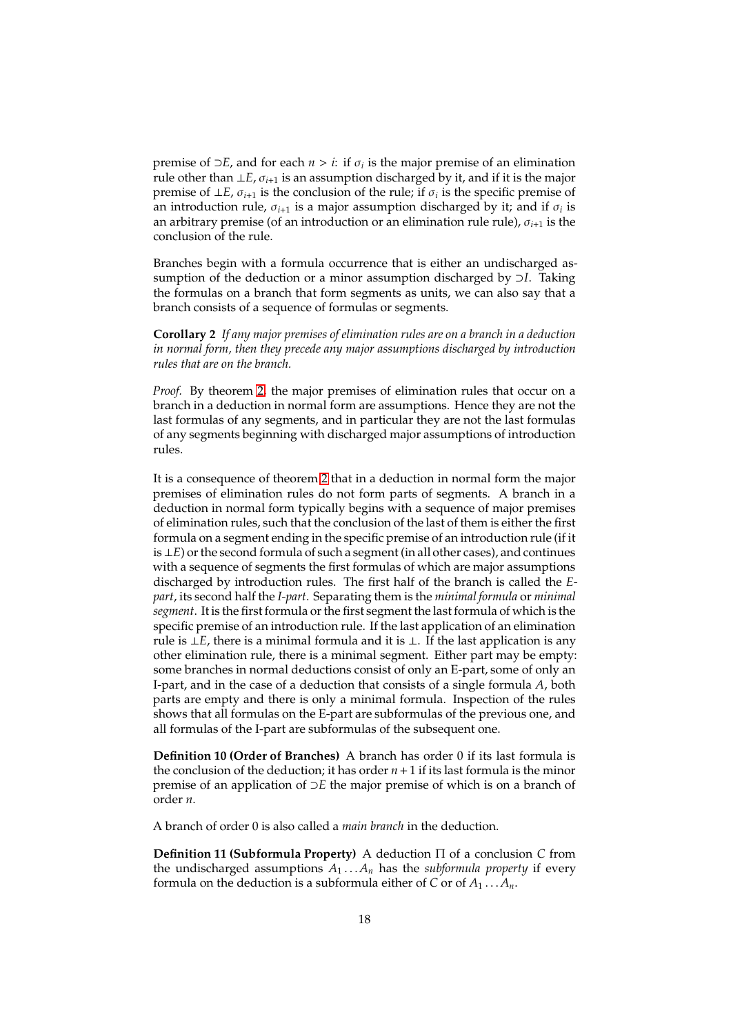premise of $\supset E$, and for each $n > i$: if $\sigma_i$ is the major premise of an elimination rule other than $\bot E$, $\sigma_{i+1}$ is an assumption discharged by it, and if it is the major premise of $\bot E$, $\sigma_{i+1}$ is the conclusion of the rule; if $\sigma_i$ is the specific premise of an introduction rule, $\sigma_{i+1}$ is a major assumption discharged by it; and if $\sigma_i$ is an arbitrary premise (of an introduction or an elimination rule rule), $\sigma_{i+1}$ is the conclusion of the rule.

Branches begin with a formula occurrence that is either an undischarged assumption of the deduction or a minor assumption discharged by $\supset I$. Taking the formulas on a branch that form segments as units, we can also say that a branch consists of a sequence of formulas or segments.

**Corollary 2** *If any major premises of elimination rules are on a branch in a deduction in normal form, then they precede any major assumptions discharged by introduction rules that are on the branch.*

*Proof.* By theorem 2, the major premises of elimination rules that occur on a branch in a deduction in normal form are assumptions. Hence they are not the last formulas of any segments, and in particular they are not the last formulas of any segments beginning with discharged major assumptions of introduction rules.

It is a consequence of theorem 2 that in a deduction in normal form the major premises of elimination rules do not form parts of segments. A branch in a deduction in normal form typically begins with a sequence of major premises of elimination rules, such that the conclusion of the last of them is either the first formula on a segment ending in the specific premise of an introduction rule (if it is $\bot E$) or the second formula of such a segment (in all other cases), and continues with a sequence of segments the first formulas of which are major assumptions discharged by introduction rules. The first half of the branch is called the *E-part*, its second half the *I-part*. Separating them is the *minimal formula* or *minimal segment*. It is the first formula or the first segment the last formula of which is the specific premise of an introduction rule. If the last application of an elimination rule is $\bot E$, there is a minimal formula and it is $\bot$. If the last application is any other elimination rule, there is a minimal segment. Either part may be empty: some branches in normal deductions consist of only an E-part, some of only an I-part, and in the case of a deduction that consists of a single formula $A$, both parts are empty and there is only a minimal formula. Inspection of the rules shows that all formulas on the E-part are subformulas of the previous one, and all formulas of the I-part are subformulas of the subsequent one.

**Definition 10 (Order of Branches)** A branch has order 0 if its last formula is the conclusion of the deduction; it has order $n+1$ if its last formula is the minor premise of an application of $\supset E$ the major premise of which is on a branch of order $n$.

A branch of order 0 is also called a *main branch* in the deduction.

**Definition 11 (Subformula Property)** A deduction $\Pi$ of a conclusion $C$ from the undischarged assumptions $A_1 \dots A_n$ has the *subformula property* if every formula on the deduction is a subformula either of $C$ or of $A_1 \dots A_n$.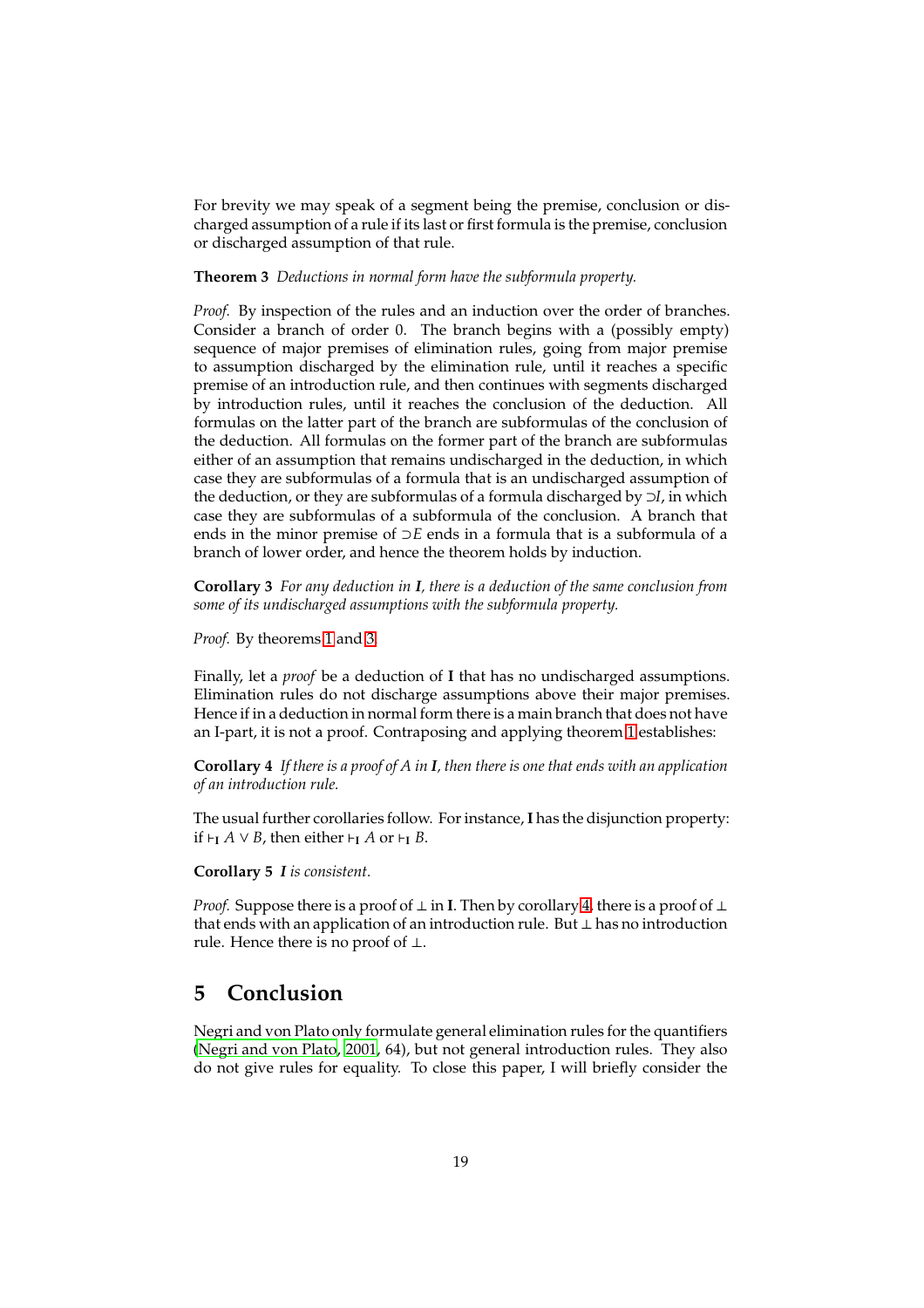For brevity we may speak of a segment being the premise, conclusion or discharged assumption of a rule if its last or first formula is the premise, conclusion or discharged assumption of that rule.

**Theorem 3** *Deductions in normal form have the subformula property.*

*Proof.* By inspection of the rules and an induction over the order of branches. Consider a branch of order 0. The branch begins with a (possibly empty) sequence of major premises of elimination rules, going from major premise to assumption discharged by the elimination rule, until it reaches a specific premise of an introduction rule, and then continues with segments discharged by introduction rules, until it reaches the conclusion of the deduction. All formulas on the latter part of the branch are subformulas of the conclusion of the deduction. All formulas on the former part of the branch are subformulas either of an assumption that remains undischarged in the deduction, in which case they are subformulas of a formula that is an undischarged assumption of the deduction, or they are subformulas of a formula discharged by $\supset I$, in which case they are subformulas of a subformula of the conclusion. A branch that ends in the minor premise of $\supset E$ ends in a formula that is a subformula of a branch of lower order, and hence the theorem holds by induction.

**Corollary 3** *For any deduction in **I**, there is a deduction of the same conclusion from some of its undischarged assumptions with the subformula property.*

*Proof.* By theorems 1 and 3.

Finally, let a *proof* be a deduction of **I** that has no undischarged assumptions. Elimination rules do not discharge assumptions above their major premises. Hence if in a deduction in normal form there is a main branch that does not have an I-part, it is not a proof. Contraposing and applying theorem 1 establishes:

**Corollary 4** *If there is a proof of $A$ in **I**, then there is one that ends with an application of an introduction rule.*

The usual further corollaries follow. For instance, **I** has the disjunction property: if $\vdash_{\mathbf{I}} A \vee B$, then either $\vdash_{\mathbf{I}} A$ or $\vdash_{\mathbf{I}} B$.

**Corollary 5** ***I** is consistent.*

*Proof.* Suppose there is a proof of $\bot$ in **I**. Then by corollary 4, there is a proof of $\bot$ that ends with an application of an introduction rule. But $\bot$ has no introduction rule. Hence there is no proof of $\bot$.

## 5 Conclusion

Negri and von Plato only formulate general elimination rules for the quantifiers (Negri and von Plato, 2001, 64), but not general introduction rules. They also do not give rules for equality. To close this paper, I will briefly consider the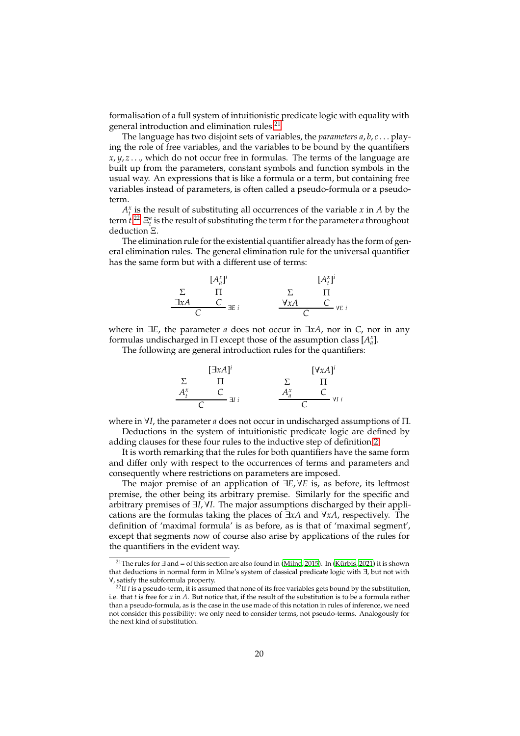formalisation of a full system of intuitionistic predicate logic with equality with general introduction and elimination rules.[21]

The language has two disjoint sets of variables, the *parameters* $a, b, c \ldots$ playing the role of free variables, and the variables to be bound by the quantifiers $x, y, z \ldots$, which do not occur free in formulas. The terms of the language are built up from the parameters, constant symbols and function symbols in the usual way. An expressions that is like a formula or a term, but containing free variables instead of parameters, is often called a pseudo-formula or a pseudo-term.

$A^x_t$ is the result of substituting all occurrences of the variable $x$ in $A$ by the term $t$.[22] $\Xi^a_t$ is the result of substituting the term $t$ for the parameter $a$ throughout deduction $\Xi$.

The elimination rule for the existential quantifier already has the form of general elimination rules. The general elimination rule for the universal quantifier has the same form but with a different use of terms:

$$\dfrac{\begin{matrix} \\ \Sigma \\ \exists x A \end{matrix} \qquad \begin{matrix} [A^x_a]^i \\ \Pi \\ C \end{matrix}}{C}\ \exists E\ i \qquad\qquad \dfrac{\begin{matrix} \\ \Sigma \\ \forall x A \end{matrix} \qquad \begin{matrix} [A^x_t]^i \\ \Pi \\ C \end{matrix}}{C}\ \forall E\ i$$

where in $\exists E$, the parameter $a$ does not occur in $\exists x A$, nor in $C$, nor in any formulas undischarged in $\Pi$ except those of the assumption class $[A^x_a]$.

The following are general introduction rules for the quantifiers:

$$\dfrac{\begin{matrix} \\ \Sigma \\ A^x_t \end{matrix} \qquad \begin{matrix} [\exists x A]^i \\ \Pi \\ C \end{matrix}}{C}\ \exists I\ i \qquad\qquad \dfrac{\begin{matrix} \\ \Sigma \\ A^x_a \end{matrix} \qquad \begin{matrix} [\forall x A]^i \\ \Pi \\ C \end{matrix}}{C}\ \forall I\ i$$

where in $\forall I$, the parameter $a$ does not occur in undischarged assumptions of $\Pi$.

Deductions in the system of intuitionistic predicate logic are defined by adding clauses for these four rules to the inductive step of definition 2.

It is worth remarking that the rules for both quantifiers have the same form and differ only with respect to the occurrences of terms and parameters and consequently where restrictions on parameters are imposed.

The major premise of an application of $\exists E, \forall E$ is, as before, its leftmost premise, the other being its arbitrary premise. Similarly for the specific and arbitrary premises of $\exists I, \forall I$. The major assumptions discharged by their applications are the formulas taking the places of $\exists x A$ and $\forall x A$, respectively. The definition of 'maximal formula' is as before, as is that of 'maximal segment', except that segments now of course also arise by applications of the rules for the quantifiers in the evident way.

[21] The rules for $\exists$ and $=$ of this section are also found in (Milne, 2015). In (Kürbis, 2021) it is shown that deductions in normal form in Milne's system of classical predicate logic with $\exists$, but not with $\forall$, satisfy the subformula property.

[22] If $t$ is a pseudo-term, it is assumed that none of its free variables gets bound by the substitution, i.e. that $t$ is free for $x$ in $A$. But notice that, if the result of the substitution is to be a formula rather than a pseudo-formula, as is the case in the use made of this notation in rules of inference, we need not consider this possibility: we only need to consider terms, not pseudo-terms. Analogously for the next kind of substitution.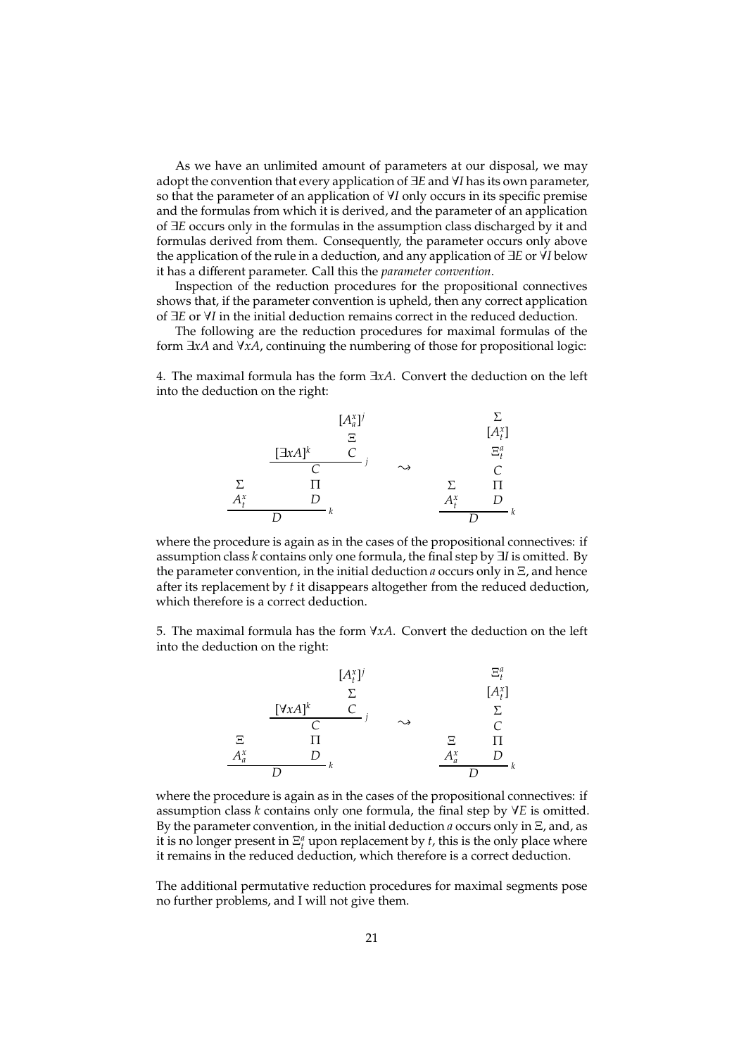As we have an unlimited amount of parameters at our disposal, we may adopt the convention that every application of $\exists E$ and $\forall I$ has its own parameter, so that the parameter of an application of $\forall I$ only occurs in its specific premise and the formulas from which it is derived, and the parameter of an application of $\exists E$ occurs only in the formulas in the assumption class discharged by it and formulas derived from them. Consequently, the parameter occurs only above the application of the rule in a deduction, and any application of $\exists E$ or $\forall I$ below it has a different parameter. Call this the *parameter convention*.

Inspection of the reduction procedures for the propositional connectives shows that, if the parameter convention is upheld, then any correct application of $\exists E$ or $\forall I$ in the initial deduction remains correct in the reduced deduction.

The following are the reduction procedures for maximal formulas of the form $\exists xA$ and $\forall xA$, continuing the numbering of those for propositional logic:

4. The maximal formula has the form $\exists xA$. Convert the deduction on the left into the deduction on the right:

$$
\dfrac{\begin{matrix}\Sigma \\ A^x_t\end{matrix} \qquad \begin{matrix}\dfrac{[\exists xA]^k \qquad \begin{matrix}[A^x_a]^j \\ \Xi \\ C\end{matrix}}{C}\,j \\ \Pi \\ D\end{matrix}}{D}\,k
\quad \rightsquigarrow \quad
\dfrac{\begin{matrix}\Sigma \\ A^x_t\end{matrix} \qquad \begin{matrix}\Sigma \\ [A^x_t] \\ \Xi^a_t \\ C \\ \Pi \\ D\end{matrix}}{D}\,k
$$

where the procedure is again as in the cases of the propositional connectives: if assumption class $k$ contains only one formula, the final step by $\exists I$ is omitted. By the parameter convention, in the initial deduction $a$ occurs only in $\Xi$, and hence after its replacement by $t$ it disappears altogether from the reduced deduction, which therefore is a correct deduction.

5. The maximal formula has the form $\forall xA$. Convert the deduction on the left into the deduction on the right:

$$
\dfrac{\begin{matrix}\Xi \\ A^x_a\end{matrix} \qquad \begin{matrix}\dfrac{[\forall xA]^k \qquad \begin{matrix}[A^x_t]^j \\ \Sigma \\ C\end{matrix}}{C}\,j \\ \Pi \\ D\end{matrix}}{D}\,k
\quad \rightsquigarrow \quad
\dfrac{\begin{matrix}\Xi \\ A^x_a\end{matrix} \qquad \begin{matrix}\Xi^a_t \\ [A^x_t] \\ \Sigma \\ C \\ \Pi \\ D\end{matrix}}{D}\,k
$$

where the procedure is again as in the cases of the propositional connectives: if assumption class $k$ contains only one formula, the final step by $\forall E$ is omitted. By the parameter convention, in the initial deduction $a$ occurs only in $\Xi$, and, as it is no longer present in $\Xi^a_t$ upon replacement by $t$, this is the only place where it remains in the reduced deduction, which therefore is a correct deduction.

The additional permutative reduction procedures for maximal segments pose no further problems, and I will not give them.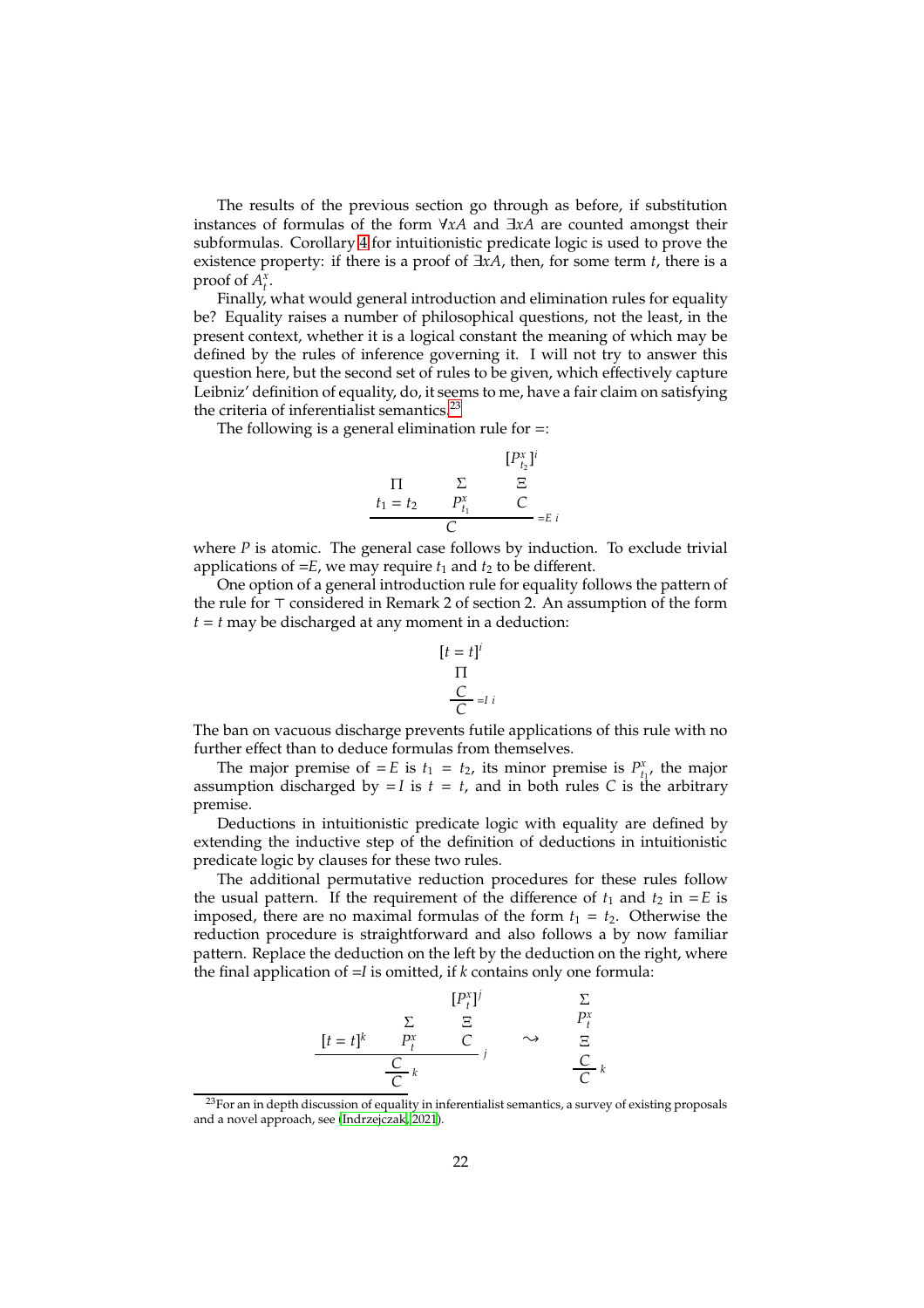The results of the previous section go through as before, if substitution instances of formulas of the form $\forall xA$ and $\exists xA$ are counted amongst their subformulas. Corollary 4 for intuitionistic predicate logic is used to prove the existence property: if there is a proof of $\exists xA$, then, for some term $t$, there is a proof of $A^x_t$.

Finally, what would general introduction and elimination rules for equality be? Equality raises a number of philosophical questions, not the least, in the present context, whether it is a logical constant the meaning of which may be defined by the rules of inference governing it. I will not try to answer this question here, but the second set of rules to be given, which effectively capture Leibniz' definition of equality, do, it seems to me, have a fair claim on satisfying the criteria of inferentialist semantics.[23]

The following is a general elimination rule for $=$:

$$\dfrac{\begin{matrix} \Pi \\ t_1 = t_2 \end{matrix} \qquad \begin{matrix} \Sigma \\ P^x_{t_1} \end{matrix} \qquad \begin{matrix} [P^x_{t_2}]^i \\ \Xi \\ C \end{matrix}}{C} {=}E\ i$$

where $P$ is atomic. The general case follows by induction. To exclude trivial applications of $=E$, we may require $t_1$ and $t_2$ to be different.

One option of a general introduction rule for equality follows the pattern of the rule for $\top$ considered in Remark 2 of section 2. An assumption of the form $t = t$ may be discharged at any moment in a deduction:

$$\dfrac{\begin{matrix} [t = t]^i \\ \Pi \\ C \end{matrix}}{C} {=}I\ i$$

The ban on vacuous discharge prevents futile applications of this rule with no further effect than to deduce formulas from themselves.

The major premise of $=E$ is $t_1 = t_2$, its minor premise is $P^x_{t_1}$, the major assumption discharged by $=I$ is $t = t$, and in both rules $C$ is the arbitrary premise.

Deductions in intuitionistic predicate logic with equality are defined by extending the inductive step of the definition of deductions in intuitionistic predicate logic by clauses for these two rules.

The additional permutative reduction procedures for these rules follow the usual pattern. If the requirement of the difference of $t_1$ and $t_2$ in $=E$ is imposed, there are no maximal formulas of the form $t_1 = t_2$. Otherwise the reduction procedure is straightforward and also follows a by now familiar pattern. Replace the deduction on the left by the deduction on the right, where the final application of $=I$ is omitted, if $k$ contains only one formula:

$$\dfrac{\dfrac{[t = t]^k \qquad \begin{matrix} \Sigma \\ P^x_t \end{matrix} \qquad \begin{matrix} [P^x_t]^j \\ \Xi \\ C \end{matrix}}{C}\, j}{C}\, k \qquad \rightsquigarrow \qquad \dfrac{\begin{matrix} \Sigma \\ P^x_t \\ \Xi \\ C \end{matrix}}{C}\, k$$

[23] For an in depth discussion of equality in inferentialist semantics, a survey of existing proposals and a novel approach, see (Indrzejczak, 2021).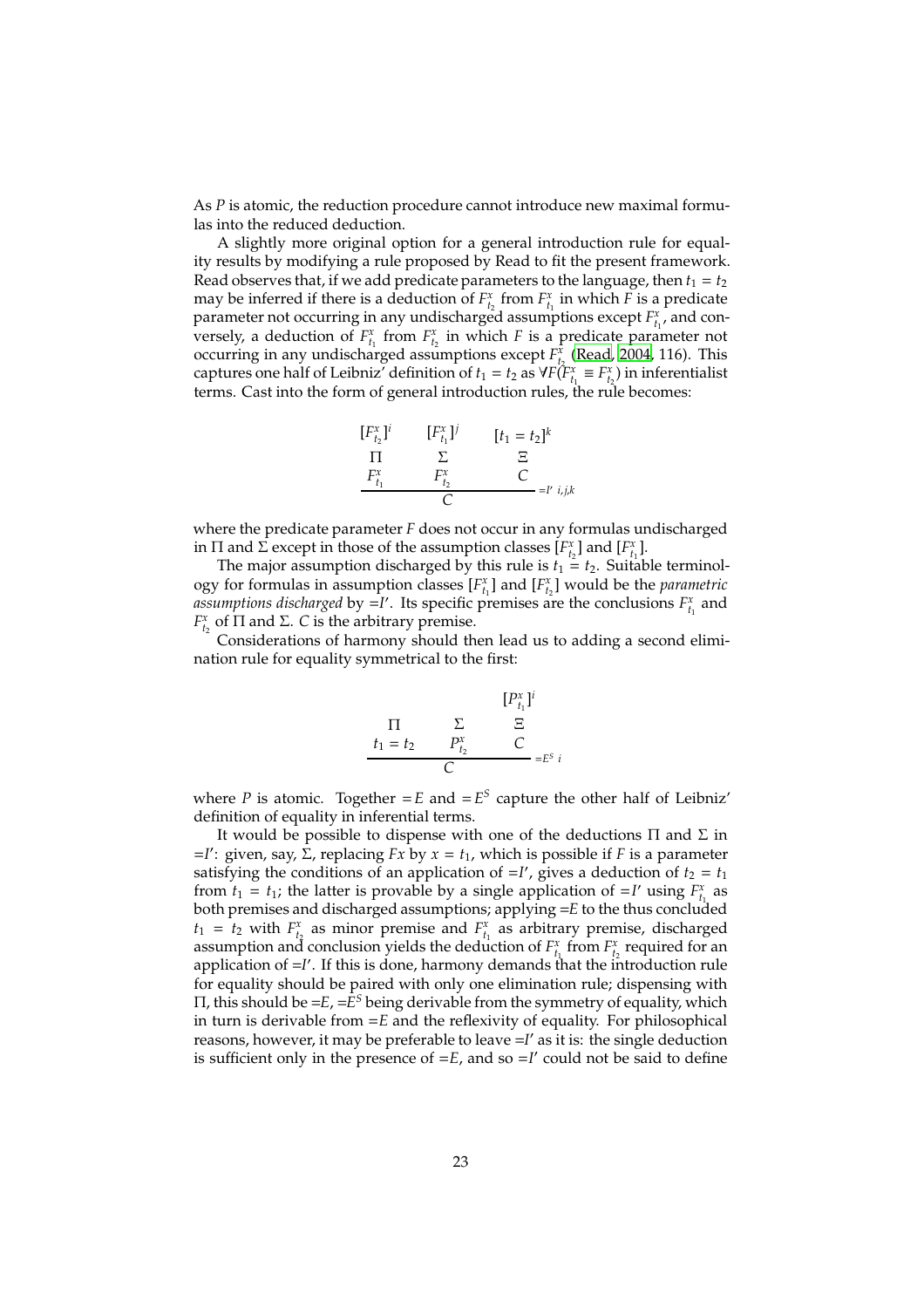As $P$ is atomic, the reduction procedure cannot introduce new maximal formulas into the reduced deduction.

A slightly more original option for a general introduction rule for equality results by modifying a rule proposed by Read to fit the present framework. Read observes that, if we add predicate parameters to the language, then $t_1 = t_2$ may be inferred if there is a deduction of $F^x_{t_2}$ from $F^x_{t_1}$ in which $F$ is a predicate parameter not occurring in any undischarged assumptions except $F^x_{t_1}$, and conversely, a deduction of $F^x_{t_1}$ from $F^x_{t_2}$ in which $F$ is a predicate parameter not occurring in any undischarged assumptions except $F^x_{t_2}$ (Read, 2004, 116). This captures one half of Leibniz' definition of $t_1 = t_2$ as $\forall F(F^x_{t_1} \equiv F^x_{t_2})$ in inferentialist terms. Cast into the form of general introduction rules, the rule becomes:

$$
\dfrac{\begin{array}{c}[F^x_{t_2}]^i \\ \Pi \\ F^x_{t_1}\end{array} \qquad \begin{array}{c}[F^x_{t_1}]^j \\ \Sigma \\ F^x_{t_2}\end{array} \qquad \begin{array}{c}[t_1 = t_2]^k \\ \Xi \\ C\end{array}}{C} {=}I'\ i,j,k
$$

where the predicate parameter $F$ does not occur in any formulas undischarged in $\Pi$ and $\Sigma$ except in those of the assumption classes $[F^x_{t_2}]$ and $[F^x_{t_1}]$.

The major assumption discharged by this rule is $t_1 = t_2$. Suitable terminology for formulas in assumption classes $[F^x_{t_1}]$ and $[F^x_{t_2}]$ would be the *parametric assumptions discharged* by $=I'$. Its specific premises are the conclusions $F^x_{t_1}$ and $F^x_{t_2}$ of $\Pi$ and $\Sigma$. $C$ is the arbitrary premise.

Considerations of harmony should then lead us to adding a second elimination rule for equality symmetrical to the first:

$$
\dfrac{\begin{array}{c}\Pi \\ t_1 = t_2\end{array} \qquad \begin{array}{c}\Sigma \\ P^x_{t_2}\end{array} \qquad \begin{array}{c}[P^x_{t_1}]^i \\ \Xi \\ C\end{array}}{C} {=}E^S\ i
$$

where $P$ is atomic. Together $=E$ and $=E^S$ capture the other half of Leibniz' definition of equality in inferential terms.

It would be possible to dispense with one of the deductions $\Pi$ and $\Sigma$ in $=I'$: given, say, $\Sigma$, replacing $Fx$ by $x = t_1$, which is possible if $F$ is a parameter satisfying the conditions of an application of $=I'$, gives a deduction of $t_2 = t_1$ from $t_1 = t_1$; the latter is provable by a single application of $=I'$ using $F^x_{t_1}$ as both premises and discharged assumptions; applying $=E$ to the thus concluded $t_1 = t_2$ with $F^x_{t_2}$ as minor premise and $F^x_{t_1}$ as arbitrary premise, discharged assumption and conclusion yields the deduction of $F^x_{t_1}$ from $F^x_{t_2}$ required for an application of $=I'$. If this is done, harmony demands that the introduction rule for equality should be paired with only one elimination rule; dispensing with $\Pi$, this should be $=E$, $=E^S$ being derivable from the symmetry of equality, which in turn is derivable from $=E$ and the reflexivity of equality. For philosophical reasons, however, it may be preferable to leave $=I'$ as it is: the single deduction is sufficient only in the presence of $=E$, and so $=I'$ could not be said to define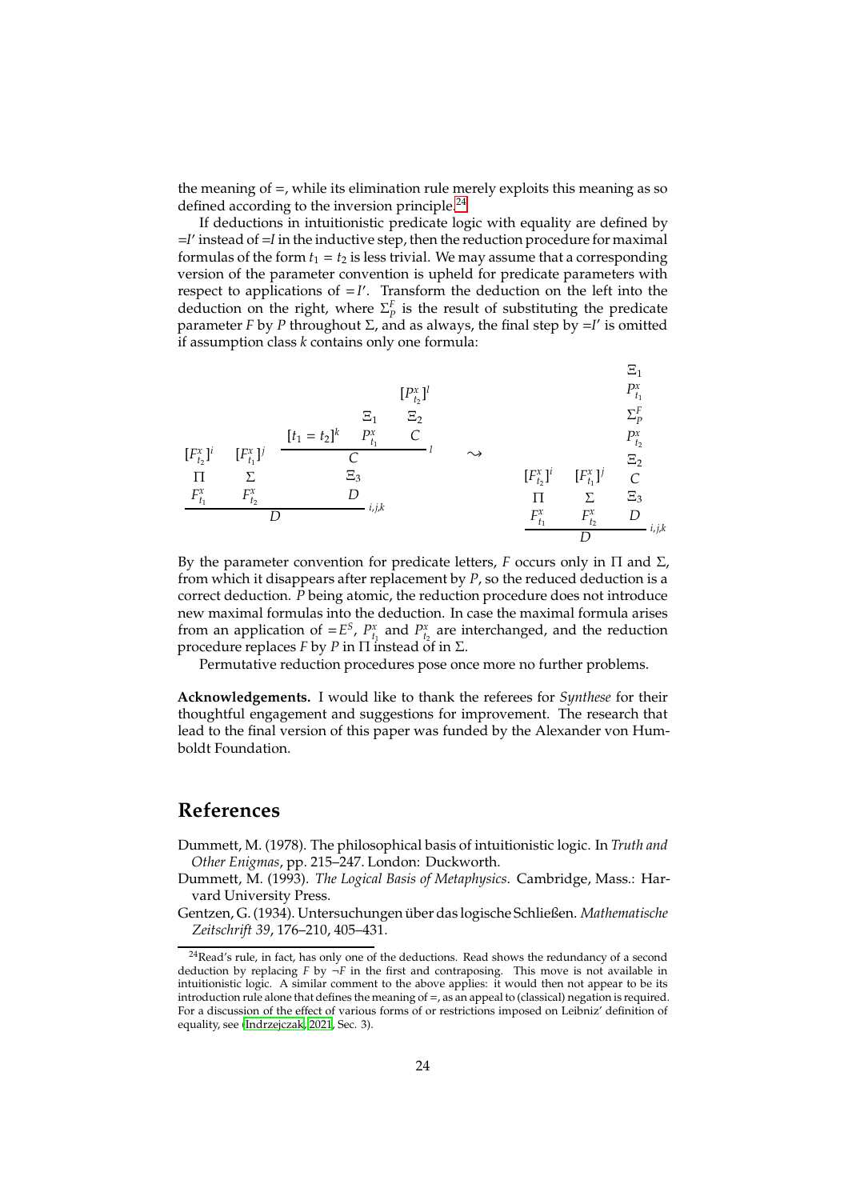the meaning of =, while its elimination rule merely exploits this meaning as so defined according to the inversion principle.[24]

If deductions in intuitionistic predicate logic with equality are defined by $=I'$ instead of $=I$ in the inductive step, then the reduction procedure for maximal formulas of the form $t_1 = t_2$ is less trivial. We may assume that a corresponding version of the parameter convention is upheld for predicate parameters with respect to applications of $=I'$. Transform the deduction on the left into the deduction on the right, where $\Sigma^F_P$ is the result of substituting the predicate parameter $F$ by $P$ throughout $\Sigma$, and as always, the final step by $=I'$ is omitted if assumption class $k$ contains only one formula:

$$
\dfrac{\begin{array}{c}[F^x_{t_2}]^i \\ \Pi \\ F^x_{t_1}\end{array} \quad \begin{array}{c}[F^x_{t_1}]^j \\ \Sigma \\ F^x_{t_2}\end{array} \quad \begin{array}{c}\dfrac{[t_1 = t_2]^k \quad \begin{array}{c}\Xi_1 \\ P^x_{t_1}\end{array} \quad \begin{array}{c}[P^x_{t_2}]^l \\ \Xi_2 \\ C\end{array}}{C}\,l \\ \Xi_3 \\ D\end{array}}{D}\,i,j,k
\quad \rightsquigarrow \quad
\dfrac{\begin{array}{c}[F^x_{t_2}]^i \\ \Pi \\ F^x_{t_1}\end{array} \quad \begin{array}{c}[F^x_{t_1}]^j \\ \Sigma \\ F^x_{t_2}\end{array} \quad \begin{array}{c}\Xi_1 \\ P^x_{t_1} \\ \Sigma^F_P \\ P^x_{t_2} \\ \Xi_2 \\ C \\ \Xi_3 \\ D\end{array}}{D}\,i,j,k
$$

By the parameter convention for predicate letters, $F$ occurs only in $\Pi$ and $\Sigma$, from which it disappears after replacement by $P$, so the reduced deduction is a correct deduction. $P$ being atomic, the reduction procedure does not introduce new maximal formulas into the deduction. In case the maximal formula arises from an application of $=E^S$, $P^x_{t_1}$ and $P^x_{t_2}$ are interchanged, and the reduction procedure replaces $F$ by $P$ in $\Pi$ instead of in $\Sigma$.

Permutative reduction procedures pose once more no further problems.

**Acknowledgements.** I would like to thank the referees for *Synthese* for their thoughtful engagement and suggestions for improvement. The research that lead to the final version of this paper was funded by the Alexander von Humboldt Foundation.

# References

Dummett, M. (1978). The philosophical basis of intuitionistic logic. In *Truth and Other Enigmas*, pp. 215–247. London: Duckworth.

Dummett, M. (1993). *The Logical Basis of Metaphysics*. Cambridge, Mass.: Harvard University Press.

Gentzen, G. (1934). Untersuchungen über das logische Schließen. *Mathematische Zeitschrift 39*, 176–210, 405–431.

---

[24] Read's rule, in fact, has only one of the deductions. Read shows the redundancy of a second deduction by replacing $F$ by $\neg F$ in the first and contraposing. This move is not available in intuitionistic logic. A similar comment to the above applies: it would then not appear to be its introduction rule alone that defines the meaning of =, as an appeal to (classical) negation is required. For a discussion of the effect of various forms of or restrictions imposed on Leibniz' definition of equality, see (Indrzejczak, 2021, Sec. 3).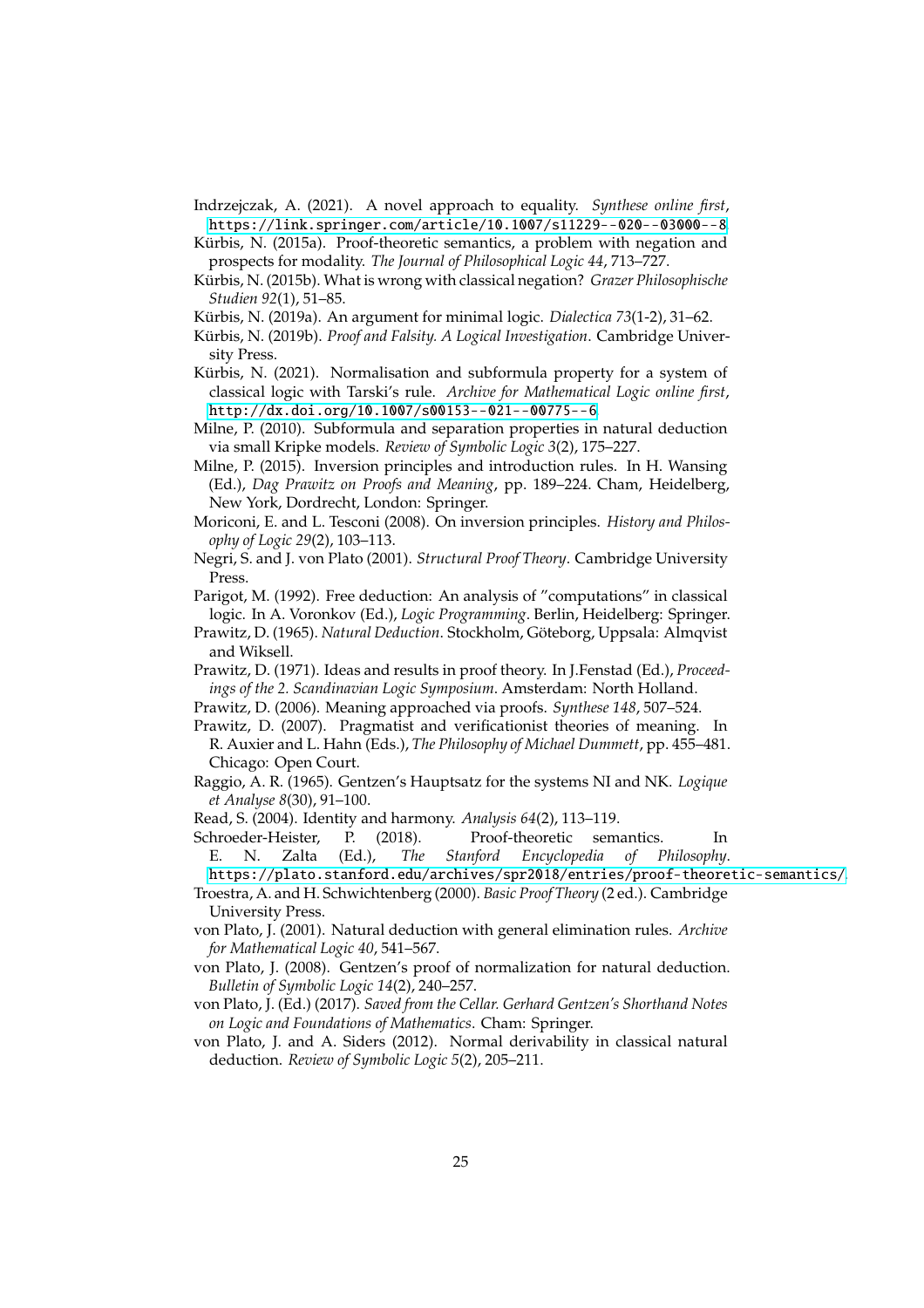Indrzejczak, A. (2021). A novel approach to equality. *Synthese online first*, https://link.springer.com/article/10.1007/s11229--020--03000--8.

Kürbis, N. (2015a). Proof-theoretic semantics, a problem with negation and prospects for modality. *The Journal of Philosophical Logic 44*, 713–727.

Kürbis, N. (2015b). What is wrong with classical negation? *Grazer Philosophische Studien 92*(1), 51–85.

Kürbis, N. (2019a). An argument for minimal logic. *Dialectica 73*(1-2), 31–62.

Kürbis, N. (2019b). *Proof and Falsity. A Logical Investigation*. Cambridge University Press.

Kürbis, N. (2021). Normalisation and subformula property for a system of classical logic with Tarski's rule. *Archive for Mathematical Logic online first*, http://dx.doi.org/10.1007/s00153--021--00775--6.

Milne, P. (2010). Subformula and separation properties in natural deduction via small Kripke models. *Review of Symbolic Logic 3*(2), 175–227.

Milne, P. (2015). Inversion principles and introduction rules. In H. Wansing (Ed.), *Dag Prawitz on Proofs and Meaning*, pp. 189–224. Cham, Heidelberg, New York, Dordrecht, London: Springer.

Moriconi, E. and L. Tesconi (2008). On inversion principles. *History and Philosophy of Logic 29*(2), 103–113.

Negri, S. and J. von Plato (2001). *Structural Proof Theory*. Cambridge University Press.

Parigot, M. (1992). Free deduction: An analysis of "computations" in classical logic. In A. Voronkov (Ed.), *Logic Programming*. Berlin, Heidelberg: Springer.

Prawitz, D. (1965). *Natural Deduction*. Stockholm, Göteborg, Uppsala: Almqvist and Wiksell.

Prawitz, D. (1971). Ideas and results in proof theory. In J.Fenstad (Ed.), *Proceedings of the 2. Scandinavian Logic Symposium*. Amsterdam: North Holland.

Prawitz, D. (2006). Meaning approached via proofs. *Synthese 148*, 507–524.

Prawitz, D. (2007). Pragmatist and verificationist theories of meaning. In R. Auxier and L. Hahn (Eds.), *The Philosophy of Michael Dummett*, pp. 455–481. Chicago: Open Court.

Raggio, A. R. (1965). Gentzen's Hauptsatz for the systems NI and NK. *Logique et Analyse 8*(30), 91–100.

Read, S. (2004). Identity and harmony. *Analysis 64*(2), 113–119.

Schroeder-Heister, P. (2018). Proof-theoretic semantics. In E. N. Zalta (Ed.), *The Stanford Encyclopedia of Philosophy*. https://plato.stanford.edu/archives/spr2018/entries/proof-theoretic-semantics/.

Troestra, A. and H. Schwichtenberg (2000). *Basic Proof Theory* (2 ed.). Cambridge University Press.

von Plato, J. (2001). Natural deduction with general elimination rules. *Archive for Mathematical Logic 40*, 541–567.

von Plato, J. (2008). Gentzen's proof of normalization for natural deduction. *Bulletin of Symbolic Logic 14*(2), 240–257.

von Plato, J. (Ed.) (2017). *Saved from the Cellar. Gerhard Gentzen's Shorthand Notes on Logic and Foundations of Mathematics*. Cham: Springer.

von Plato, J. and A. Siders (2012). Normal derivability in classical natural deduction. *Review of Symbolic Logic 5*(2), 205–211.